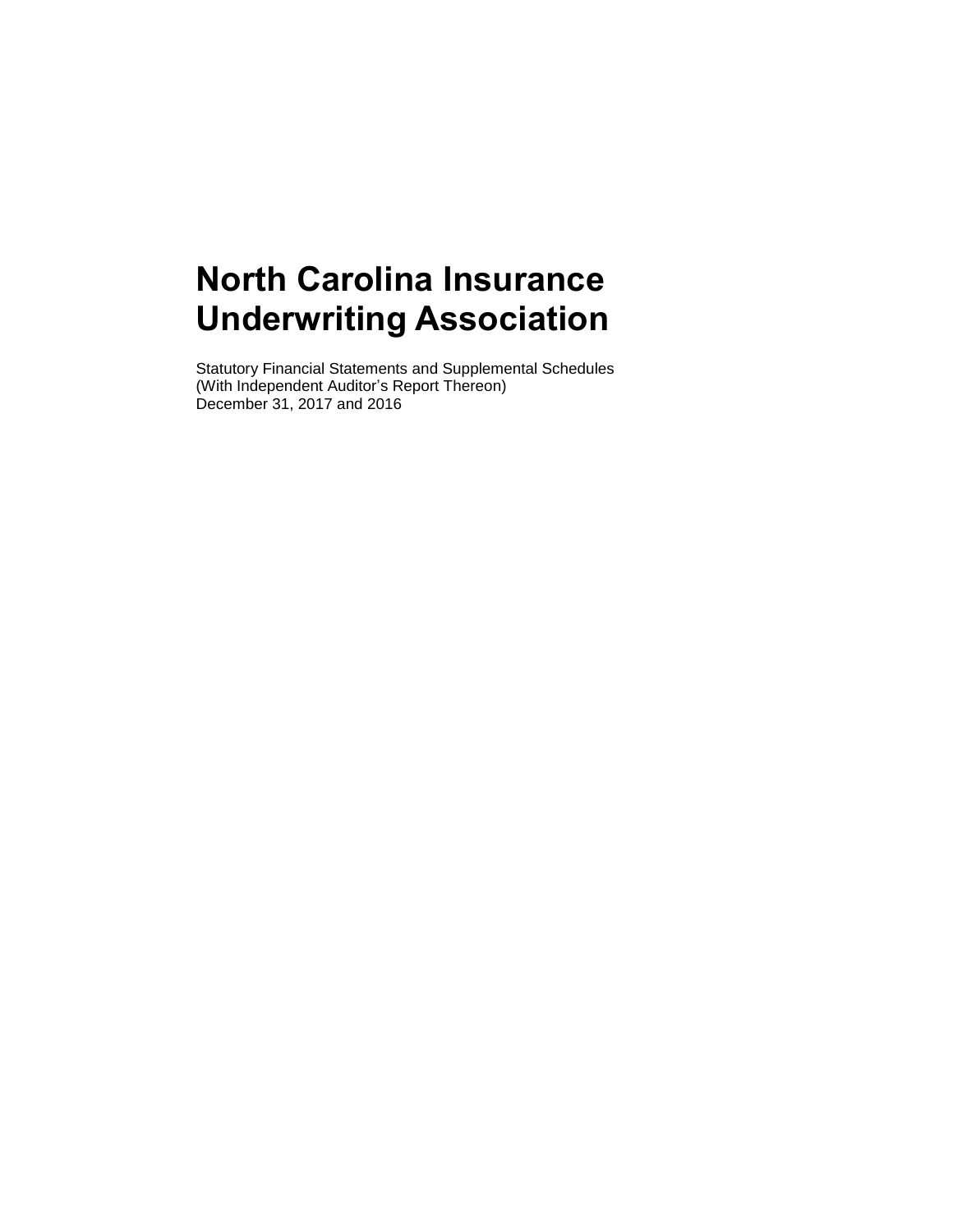# North Carolina Insurance Underwriting Association

Statutory Financial Statements and Supplemental Schedules
(With Independent Auditor's Report Thereon)
December 31, 2017 and 2016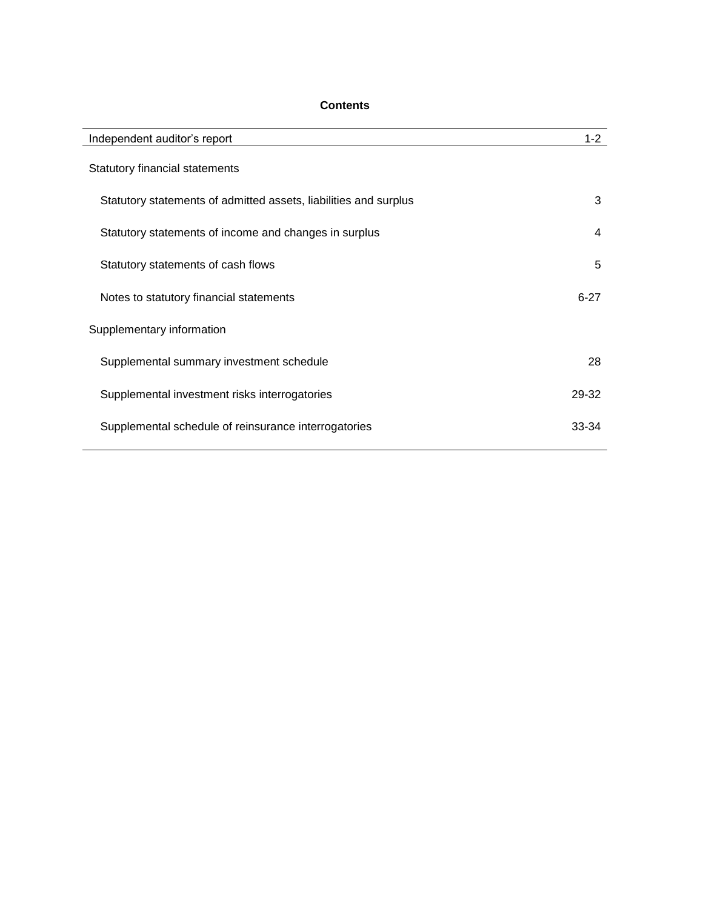# Contents

| | |
|---|---|
| Independent auditor's report | 1-2 |
| **Statutory financial statements** | |
| Statutory statements of admitted assets, liabilities and surplus | 3 |
| Statutory statements of income and changes in surplus | 4 |
| Statutory statements of cash flows | 5 |
| Notes to statutory financial statements | 6-27 |
| **Supplementary information** | |
| Supplemental summary investment schedule | 28 |
| Supplemental investment risks interrogatories | 29-32 |
| Supplemental schedule of reinsurance interrogatories | 33-34 |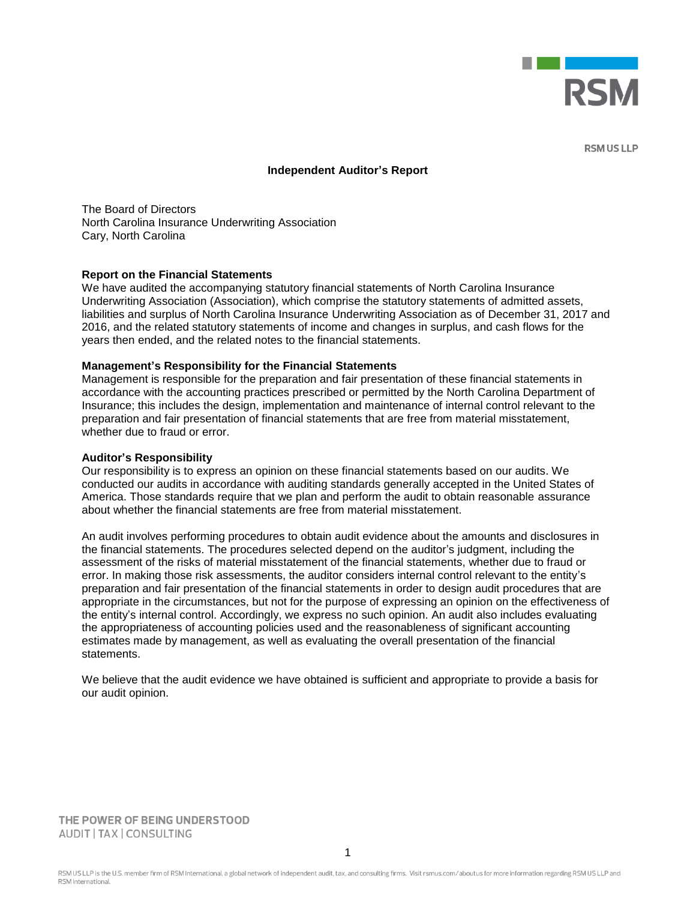RSM US LLP

# Independent Auditor's Report

The Board of Directors
North Carolina Insurance Underwriting Association
Cary, North Carolina

**Report on the Financial Statements**

We have audited the accompanying statutory financial statements of North Carolina Insurance Underwriting Association (Association), which comprise the statutory statements of admitted assets, liabilities and surplus of North Carolina Insurance Underwriting Association as of December 31, 2017 and 2016, and the related statutory statements of income and changes in surplus, and cash flows for the years then ended, and the related notes to the financial statements.

**Management's Responsibility for the Financial Statements**

Management is responsible for the preparation and fair presentation of these financial statements in accordance with the accounting practices prescribed or permitted by the North Carolina Department of Insurance; this includes the design, implementation and maintenance of internal control relevant to the preparation and fair presentation of financial statements that are free from material misstatement, whether due to fraud or error.

**Auditor's Responsibility**

Our responsibility is to express an opinion on these financial statements based on our audits. We conducted our audits in accordance with auditing standards generally accepted in the United States of America. Those standards require that we plan and perform the audit to obtain reasonable assurance about whether the financial statements are free from material misstatement.

An audit involves performing procedures to obtain audit evidence about the amounts and disclosures in the financial statements. The procedures selected depend on the auditor's judgment, including the assessment of the risks of material misstatement of the financial statements, whether due to fraud or error. In making those risk assessments, the auditor considers internal control relevant to the entity's preparation and fair presentation of the financial statements in order to design audit procedures that are appropriate in the circumstances, but not for the purpose of expressing an opinion on the effectiveness of the entity's internal control. Accordingly, we express no such opinion. An audit also includes evaluating the appropriateness of accounting policies used and the reasonableness of significant accounting estimates made by management, as well as evaluating the overall presentation of the financial statements.

We believe that the audit evidence we have obtained is sufficient and appropriate to provide a basis for our audit opinion.

THE POWER OF BEING UNDERSTOOD
AUDIT | TAX | CONSULTING

RSM US LLP is the U.S. member firm of RSM International, a global network of independent audit, tax, and consulting firms. Visit rsmus.com/aboutus for more information regarding RSM US LLP and RSM International.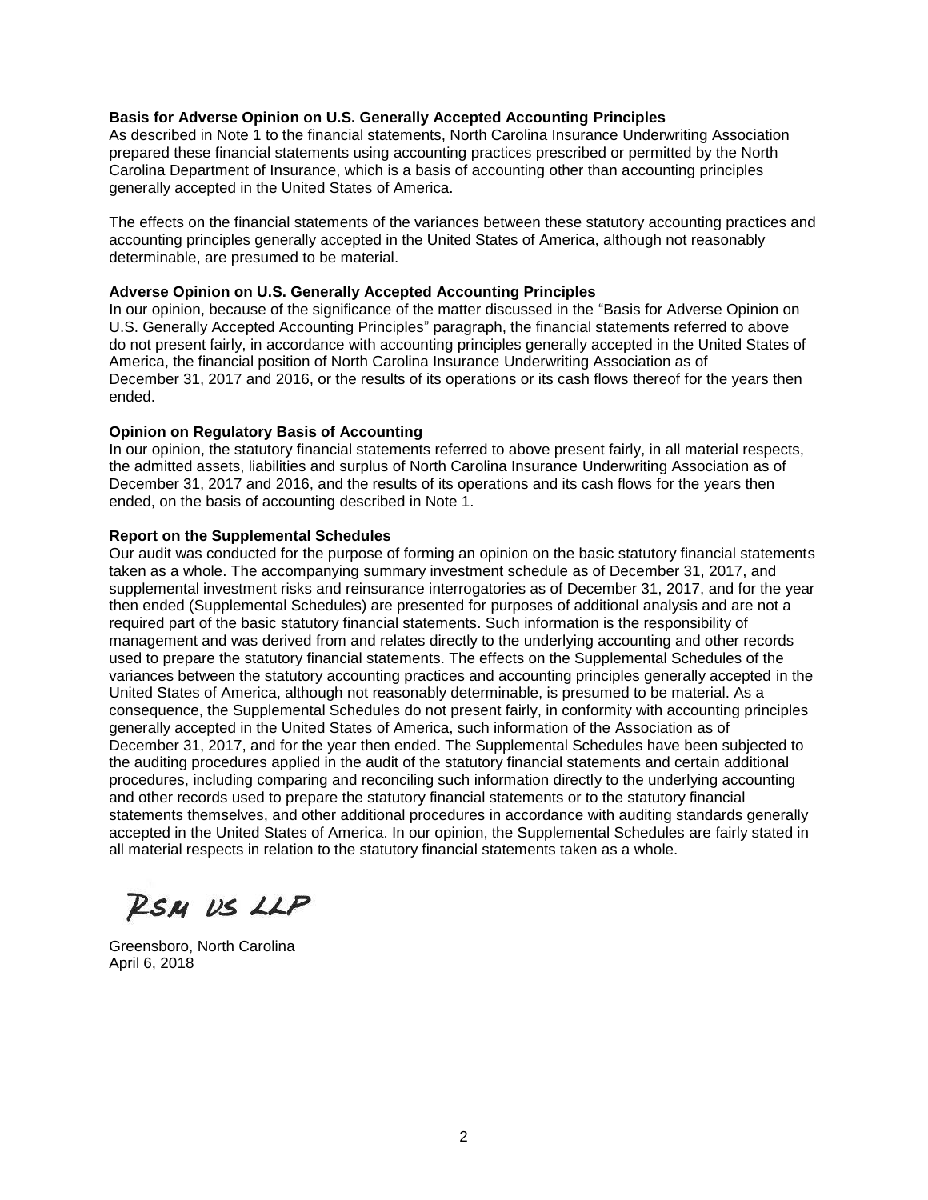**Basis for Adverse Opinion on U.S. Generally Accepted Accounting Principles**

As described in Note 1 to the financial statements, North Carolina Insurance Underwriting Association prepared these financial statements using accounting practices prescribed or permitted by the North Carolina Department of Insurance, which is a basis of accounting other than accounting principles generally accepted in the United States of America.

The effects on the financial statements of the variances between these statutory accounting practices and accounting principles generally accepted in the United States of America, although not reasonably determinable, are presumed to be material.

**Adverse Opinion on U.S. Generally Accepted Accounting Principles**

In our opinion, because of the significance of the matter discussed in the "Basis for Adverse Opinion on U.S. Generally Accepted Accounting Principles" paragraph, the financial statements referred to above do not present fairly, in accordance with accounting principles generally accepted in the United States of America, the financial position of North Carolina Insurance Underwriting Association as of December 31, 2017 and 2016, or the results of its operations or its cash flows thereof for the years then ended.

**Opinion on Regulatory Basis of Accounting**

In our opinion, the statutory financial statements referred to above present fairly, in all material respects, the admitted assets, liabilities and surplus of North Carolina Insurance Underwriting Association as of December 31, 2017 and 2016, and the results of its operations and its cash flows for the years then ended, on the basis of accounting described in Note 1.

**Report on the Supplemental Schedules**

Our audit was conducted for the purpose of forming an opinion on the basic statutory financial statements taken as a whole. The accompanying summary investment schedule as of December 31, 2017, and supplemental investment risks and reinsurance interrogatories as of December 31, 2017, and for the year then ended (Supplemental Schedules) are presented for purposes of additional analysis and are not a required part of the basic statutory financial statements. Such information is the responsibility of management and was derived from and relates directly to the underlying accounting and other records used to prepare the statutory financial statements. The effects on the Supplemental Schedules of the variances between the statutory accounting practices and accounting principles generally accepted in the United States of America, although not reasonably determinable, is presumed to be material. As a consequence, the Supplemental Schedules do not present fairly, in conformity with accounting principles generally accepted in the United States of America, such information of the Association as of December 31, 2017, and for the year then ended. The Supplemental Schedules have been subjected to the auditing procedures applied in the audit of the statutory financial statements and certain additional procedures, including comparing and reconciling such information directly to the underlying accounting and other records used to prepare the statutory financial statements or to the statutory financial statements themselves, and other additional procedures in accordance with auditing standards generally accepted in the United States of America. In our opinion, the Supplemental Schedules are fairly stated in all material respects in relation to the statutory financial statements taken as a whole.

RSM US LLP

Greensboro, North Carolina
April 6, 2018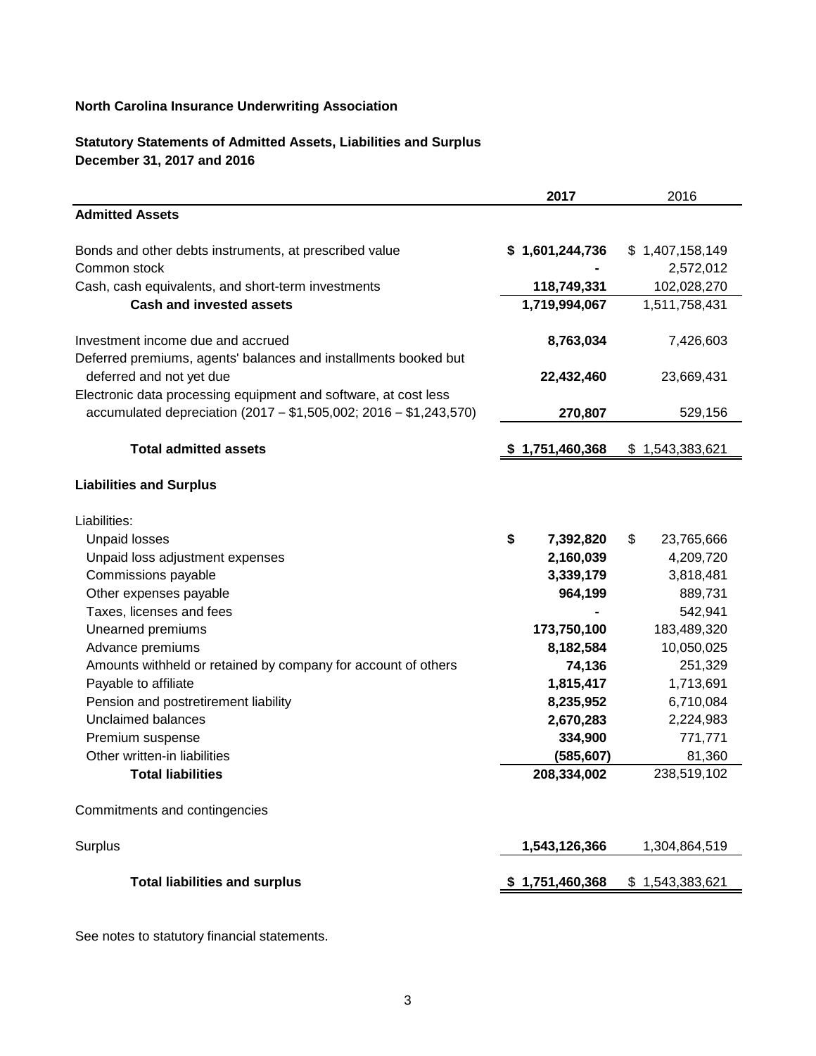**North Carolina Insurance Underwriting Association**

**Statutory Statements of Admitted Assets, Liabilities and Surplus**
**December 31, 2017 and 2016**

| | **2017** | 2016 |
|---|---|---|
| **Admitted Assets** | | |
| Bonds and other debts instruments, at prescribed value | **$ 1,601,244,736** | $ 1,407,158,149 |
| Common stock | **-** | 2,572,012 |
| Cash, cash equivalents, and short-term investments | **118,749,331** | 102,028,270 |
| **Cash and invested assets** | **1,719,994,067** | 1,511,758,431 |
| Investment income due and accrued | **8,763,034** | 7,426,603 |
| Deferred premiums, agents' balances and installments booked but deferred and not yet due | **22,432,460** | 23,669,431 |
| Electronic data processing equipment and software, at cost less accumulated depreciation (2017 – $1,505,002; 2016 – $1,243,570) | **270,807** | 529,156 |
| **Total admitted assets** | **$ 1,751,460,368** | $ 1,543,383,621 |
| **Liabilities and Surplus** | | |
| Liabilities: | | |
| Unpaid losses | **$ 7,392,820** | $ 23,765,666 |
| Unpaid loss adjustment expenses | **2,160,039** | 4,209,720 |
| Commissions payable | **3,339,179** | 3,818,481 |
| Other expenses payable | **964,199** | 889,731 |
| Taxes, licenses and fees | **-** | 542,941 |
| Unearned premiums | **173,750,100** | 183,489,320 |
| Advance premiums | **8,182,584** | 10,050,025 |
| Amounts withheld or retained by company for account of others | **74,136** | 251,329 |
| Payable to affiliate | **1,815,417** | 1,713,691 |
| Pension and postretirement liability | **8,235,952** | 6,710,084 |
| Unclaimed balances | **2,670,283** | 2,224,983 |
| Premium suspense | **334,900** | 771,771 |
| Other written-in liabilities | **(585,607)** | 81,360 |
| **Total liabilities** | **208,334,002** | 238,519,102 |
| Commitments and contingencies | | |
| Surplus | **1,543,126,366** | 1,304,864,519 |
| **Total liabilities and surplus** | **$ 1,751,460,368** | $ 1,543,383,621 |

See notes to statutory financial statements.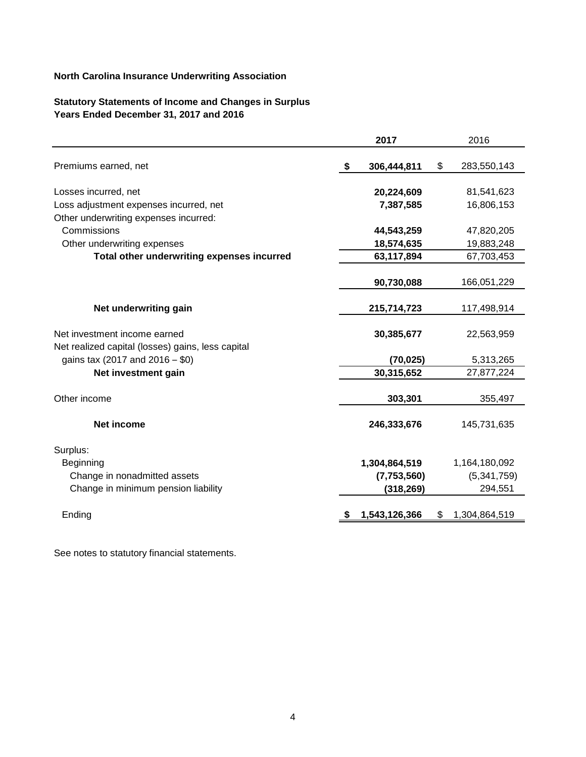**North Carolina Insurance Underwriting Association**

**Statutory Statements of Income and Changes in Surplus**
**Years Ended December 31, 2017 and 2016**

| | **2017** | 2016 |
|---|---|---|
| Premiums earned, net | **$ 306,444,811** | $ 283,550,143 |
| Losses incurred, net | **20,224,609** | 81,541,623 |
| Loss adjustment expenses incurred, net | **7,387,585** | 16,806,153 |
| Other underwriting expenses incurred: | | |
| Commissions | **44,543,259** | 47,820,205 |
| Other underwriting expenses | **18,574,635** | 19,883,248 |
| **Total other underwriting expenses incurred** | **63,117,894** | 67,703,453 |
| | **90,730,088** | 166,051,229 |
| **Net underwriting gain** | **215,714,723** | 117,498,914 |
| Net investment income earned | **30,385,677** | 22,563,959 |
| Net realized capital (losses) gains, less capital gains tax (2017 and 2016 – $0) | **(70,025)** | 5,313,265 |
| **Net investment gain** | **30,315,652** | 27,877,224 |
| Other income | **303,301** | 355,497 |
| **Net income** | **246,333,676** | 145,731,635 |
| Surplus: | | |
| Beginning | **1,304,864,519** | 1,164,180,092 |
| Change in nonadmitted assets | **(7,753,560)** | (5,341,759) |
| Change in minimum pension liability | **(318,269)** | 294,551 |
| Ending | **$ 1,543,126,366** | $ 1,304,864,519 |

See notes to statutory financial statements.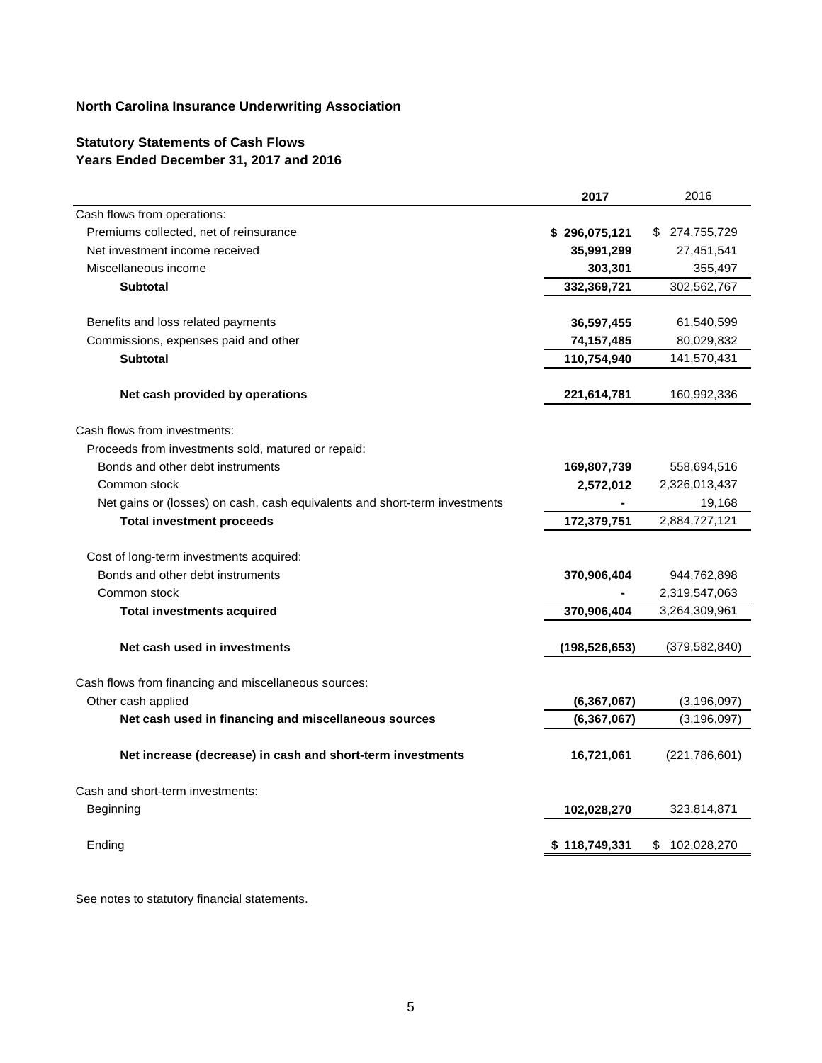**North Carolina Insurance Underwriting Association**

**Statutory Statements of Cash Flows**
**Years Ended December 31, 2017 and 2016**

| | 2017 | 2016 |
|---|---|---|
| Cash flows from operations: | | |
| Premiums collected, net of reinsurance | **$ 296,075,121** | $ 274,755,729 |
| Net investment income received | **35,991,299** | 27,451,541 |
| Miscellaneous income | **303,301** | 355,497 |
| **Subtotal** | **332,369,721** | 302,562,767 |
| | | |
| Benefits and loss related payments | **36,597,455** | 61,540,599 |
| Commissions, expenses paid and other | **74,157,485** | 80,029,832 |
| **Subtotal** | **110,754,940** | 141,570,431 |
| | | |
| **Net cash provided by operations** | **221,614,781** | 160,992,336 |
| | | |
| Cash flows from investments: | | |
| Proceeds from investments sold, matured or repaid: | | |
| Bonds and other debt instruments | **169,807,739** | 558,694,516 |
| Common stock | **2,572,012** | 2,326,013,437 |
| Net gains or (losses) on cash, cash equivalents and short-term investments | **-** | 19,168 |
| **Total investment proceeds** | **172,379,751** | 2,884,727,121 |
| | | |
| Cost of long-term investments acquired: | | |
| Bonds and other debt instruments | **370,906,404** | 944,762,898 |
| Common stock | **-** | 2,319,547,063 |
| **Total investments acquired** | **370,906,404** | 3,264,309,961 |
| | | |
| **Net cash used in investments** | **(198,526,653)** | (379,582,840) |
| | | |
| Cash flows from financing and miscellaneous sources: | | |
| Other cash applied | **(6,367,067)** | (3,196,097) |
| **Net cash used in financing and miscellaneous sources** | **(6,367,067)** | (3,196,097) |
| | | |
| **Net increase (decrease) in cash and short-term investments** | **16,721,061** | (221,786,601) |
| | | |
| Cash and short-term investments: | | |
| Beginning | **102,028,270** | 323,814,871 |
| | | |
| Ending | **$ 118,749,331** | $ 102,028,270 |

See notes to statutory financial statements.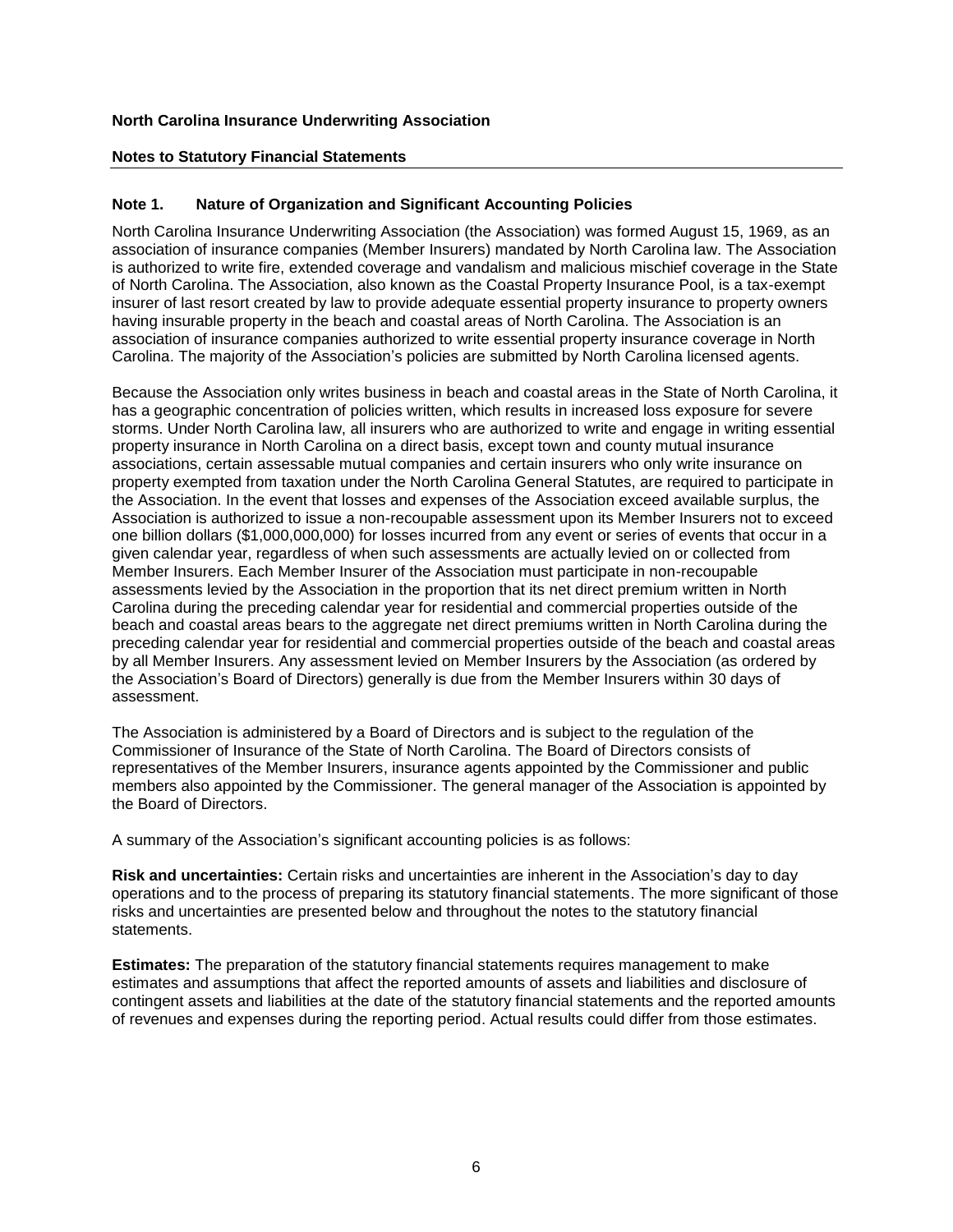**North Carolina Insurance Underwriting Association**

**Notes to Statutory Financial Statements**

## Note 1. Nature of Organization and Significant Accounting Policies

North Carolina Insurance Underwriting Association (the Association) was formed August 15, 1969, as an association of insurance companies (Member Insurers) mandated by North Carolina law. The Association is authorized to write fire, extended coverage and vandalism and malicious mischief coverage in the State of North Carolina. The Association, also known as the Coastal Property Insurance Pool, is a tax-exempt insurer of last resort created by law to provide adequate essential property insurance to property owners having insurable property in the beach and coastal areas of North Carolina. The Association is an association of insurance companies authorized to write essential property insurance coverage in North Carolina. The majority of the Association's policies are submitted by North Carolina licensed agents.

Because the Association only writes business in beach and coastal areas in the State of North Carolina, it has a geographic concentration of policies written, which results in increased loss exposure for severe storms. Under North Carolina law, all insurers who are authorized to write and engage in writing essential property insurance in North Carolina on a direct basis, except town and county mutual insurance associations, certain assessable mutual companies and certain insurers who only write insurance on property exempted from taxation under the North Carolina General Statutes, are required to participate in the Association. In the event that losses and expenses of the Association exceed available surplus, the Association is authorized to issue a non-recoupable assessment upon its Member Insurers not to exceed one billion dollars ($1,000,000,000) for losses incurred from any event or series of events that occur in a given calendar year, regardless of when such assessments are actually levied on or collected from Member Insurers. Each Member Insurer of the Association must participate in non-recoupable assessments levied by the Association in the proportion that its net direct premium written in North Carolina during the preceding calendar year for residential and commercial properties outside of the beach and coastal areas bears to the aggregate net direct premiums written in North Carolina during the preceding calendar year for residential and commercial properties outside of the beach and coastal areas by all Member Insurers. Any assessment levied on Member Insurers by the Association (as ordered by the Association's Board of Directors) generally is due from the Member Insurers within 30 days of assessment.

The Association is administered by a Board of Directors and is subject to the regulation of the Commissioner of Insurance of the State of North Carolina. The Board of Directors consists of representatives of the Member Insurers, insurance agents appointed by the Commissioner and public members also appointed by the Commissioner. The general manager of the Association is appointed by the Board of Directors.

A summary of the Association's significant accounting policies is as follows:

**Risk and uncertainties:** Certain risks and uncertainties are inherent in the Association's day to day operations and to the process of preparing its statutory financial statements. The more significant of those risks and uncertainties are presented below and throughout the notes to the statutory financial statements.

**Estimates:** The preparation of the statutory financial statements requires management to make estimates and assumptions that affect the reported amounts of assets and liabilities and disclosure of contingent assets and liabilities at the date of the statutory financial statements and the reported amounts of revenues and expenses during the reporting period. Actual results could differ from those estimates.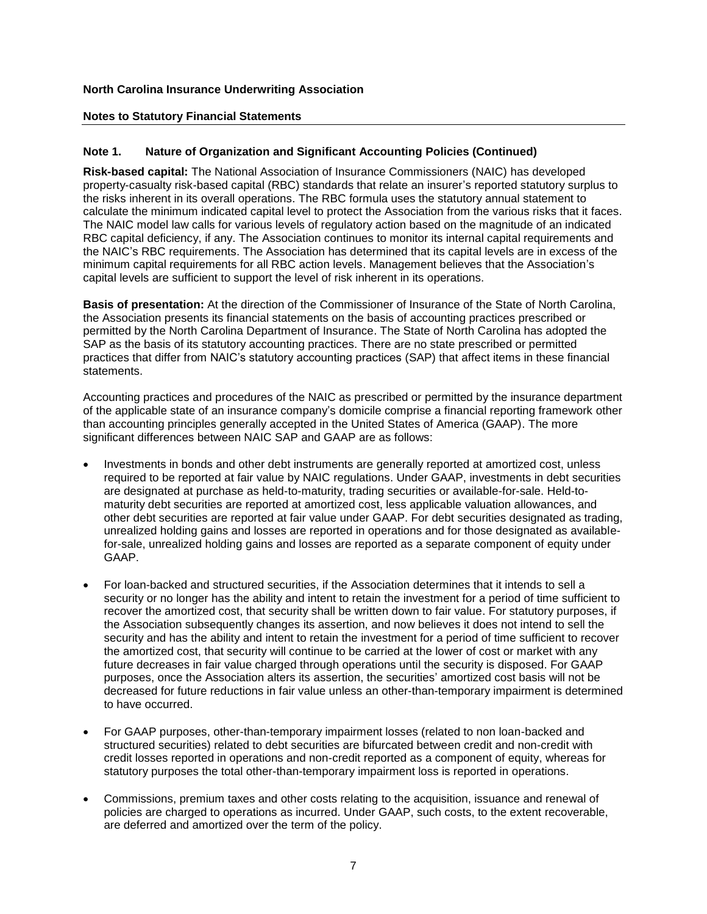**North Carolina Insurance Underwriting Association**

**Notes to Statutory Financial Statements**

### Note 1. Nature of Organization and Significant Accounting Policies (Continued)

**Risk-based capital:** The National Association of Insurance Commissioners (NAIC) has developed property-casualty risk-based capital (RBC) standards that relate an insurer's reported statutory surplus to the risks inherent in its overall operations. The RBC formula uses the statutory annual statement to calculate the minimum indicated capital level to protect the Association from the various risks that it faces. The NAIC model law calls for various levels of regulatory action based on the magnitude of an indicated RBC capital deficiency, if any. The Association continues to monitor its internal capital requirements and the NAIC's RBC requirements. The Association has determined that its capital levels are in excess of the minimum capital requirements for all RBC action levels. Management believes that the Association's capital levels are sufficient to support the level of risk inherent in its operations.

**Basis of presentation:** At the direction of the Commissioner of Insurance of the State of North Carolina, the Association presents its financial statements on the basis of accounting practices prescribed or permitted by the North Carolina Department of Insurance. The State of North Carolina has adopted the SAP as the basis of its statutory accounting practices. There are no state prescribed or permitted practices that differ from NAIC's statutory accounting practices (SAP) that affect items in these financial statements.

Accounting practices and procedures of the NAIC as prescribed or permitted by the insurance department of the applicable state of an insurance company's domicile comprise a financial reporting framework other than accounting principles generally accepted in the United States of America (GAAP). The more significant differences between NAIC SAP and GAAP are as follows:

- Investments in bonds and other debt instruments are generally reported at amortized cost, unless required to be reported at fair value by NAIC regulations. Under GAAP, investments in debt securities are designated at purchase as held-to-maturity, trading securities or available-for-sale. Held-to-maturity debt securities are reported at amortized cost, less applicable valuation allowances, and other debt securities are reported at fair value under GAAP. For debt securities designated as trading, unrealized holding gains and losses are reported in operations and for those designated as available-for-sale, unrealized holding gains and losses are reported as a separate component of equity under GAAP.

- For loan-backed and structured securities, if the Association determines that it intends to sell a security or no longer has the ability and intent to retain the investment for a period of time sufficient to recover the amortized cost, that security shall be written down to fair value. For statutory purposes, if the Association subsequently changes its assertion, and now believes it does not intend to sell the security and has the ability and intent to retain the investment for a period of time sufficient to recover the amortized cost, that security will continue to be carried at the lower of cost or market with any future decreases in fair value charged through operations until the security is disposed. For GAAP purposes, once the Association alters its assertion, the securities' amortized cost basis will not be decreased for future reductions in fair value unless an other-than-temporary impairment is determined to have occurred.

- For GAAP purposes, other-than-temporary impairment losses (related to non loan-backed and structured securities) related to debt securities are bifurcated between credit and non-credit with credit losses reported in operations and non-credit reported as a component of equity, whereas for statutory purposes the total other-than-temporary impairment loss is reported in operations.

- Commissions, premium taxes and other costs relating to the acquisition, issuance and renewal of policies are charged to operations as incurred. Under GAAP, such costs, to the extent recoverable, are deferred and amortized over the term of the policy.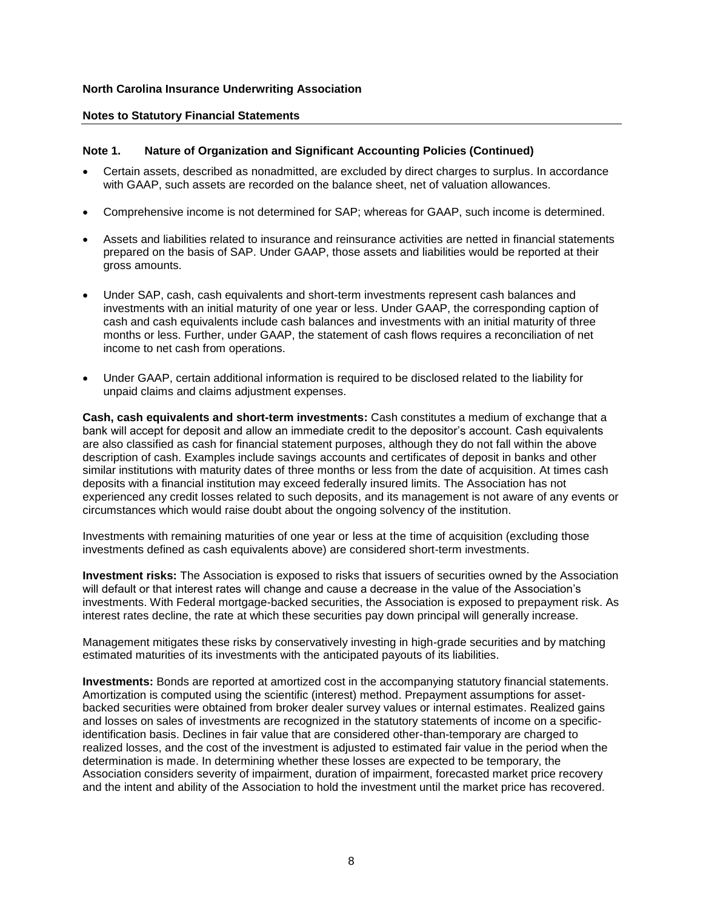**North Carolina Insurance Underwriting Association**

**Notes to Statutory Financial Statements**

**Note 1. Nature of Organization and Significant Accounting Policies (Continued)**

- Certain assets, described as nonadmitted, are excluded by direct charges to surplus. In accordance with GAAP, such assets are recorded on the balance sheet, net of valuation allowances.
- Comprehensive income is not determined for SAP; whereas for GAAP, such income is determined.
- Assets and liabilities related to insurance and reinsurance activities are netted in financial statements prepared on the basis of SAP. Under GAAP, those assets and liabilities would be reported at their gross amounts.
- Under SAP, cash, cash equivalents and short-term investments represent cash balances and investments with an initial maturity of one year or less. Under GAAP, the corresponding caption of cash and cash equivalents include cash balances and investments with an initial maturity of three months or less. Further, under GAAP, the statement of cash flows requires a reconciliation of net income to net cash from operations.
- Under GAAP, certain additional information is required to be disclosed related to the liability for unpaid claims and claims adjustment expenses.

**Cash, cash equivalents and short-term investments:** Cash constitutes a medium of exchange that a bank will accept for deposit and allow an immediate credit to the depositor's account. Cash equivalents are also classified as cash for financial statement purposes, although they do not fall within the above description of cash. Examples include savings accounts and certificates of deposit in banks and other similar institutions with maturity dates of three months or less from the date of acquisition. At times cash deposits with a financial institution may exceed federally insured limits. The Association has not experienced any credit losses related to such deposits, and its management is not aware of any events or circumstances which would raise doubt about the ongoing solvency of the institution.

Investments with remaining maturities of one year or less at the time of acquisition (excluding those investments defined as cash equivalents above) are considered short-term investments.

**Investment risks:** The Association is exposed to risks that issuers of securities owned by the Association will default or that interest rates will change and cause a decrease in the value of the Association's investments. With Federal mortgage-backed securities, the Association is exposed to prepayment risk. As interest rates decline, the rate at which these securities pay down principal will generally increase.

Management mitigates these risks by conservatively investing in high-grade securities and by matching estimated maturities of its investments with the anticipated payouts of its liabilities.

**Investments:** Bonds are reported at amortized cost in the accompanying statutory financial statements. Amortization is computed using the scientific (interest) method. Prepayment assumptions for asset-backed securities were obtained from broker dealer survey values or internal estimates. Realized gains and losses on sales of investments are recognized in the statutory statements of income on a specific-identification basis. Declines in fair value that are considered other-than-temporary are charged to realized losses, and the cost of the investment is adjusted to estimated fair value in the period when the determination is made. In determining whether these losses are expected to be temporary, the Association considers severity of impairment, duration of impairment, forecasted market price recovery and the intent and ability of the Association to hold the investment until the market price has recovered.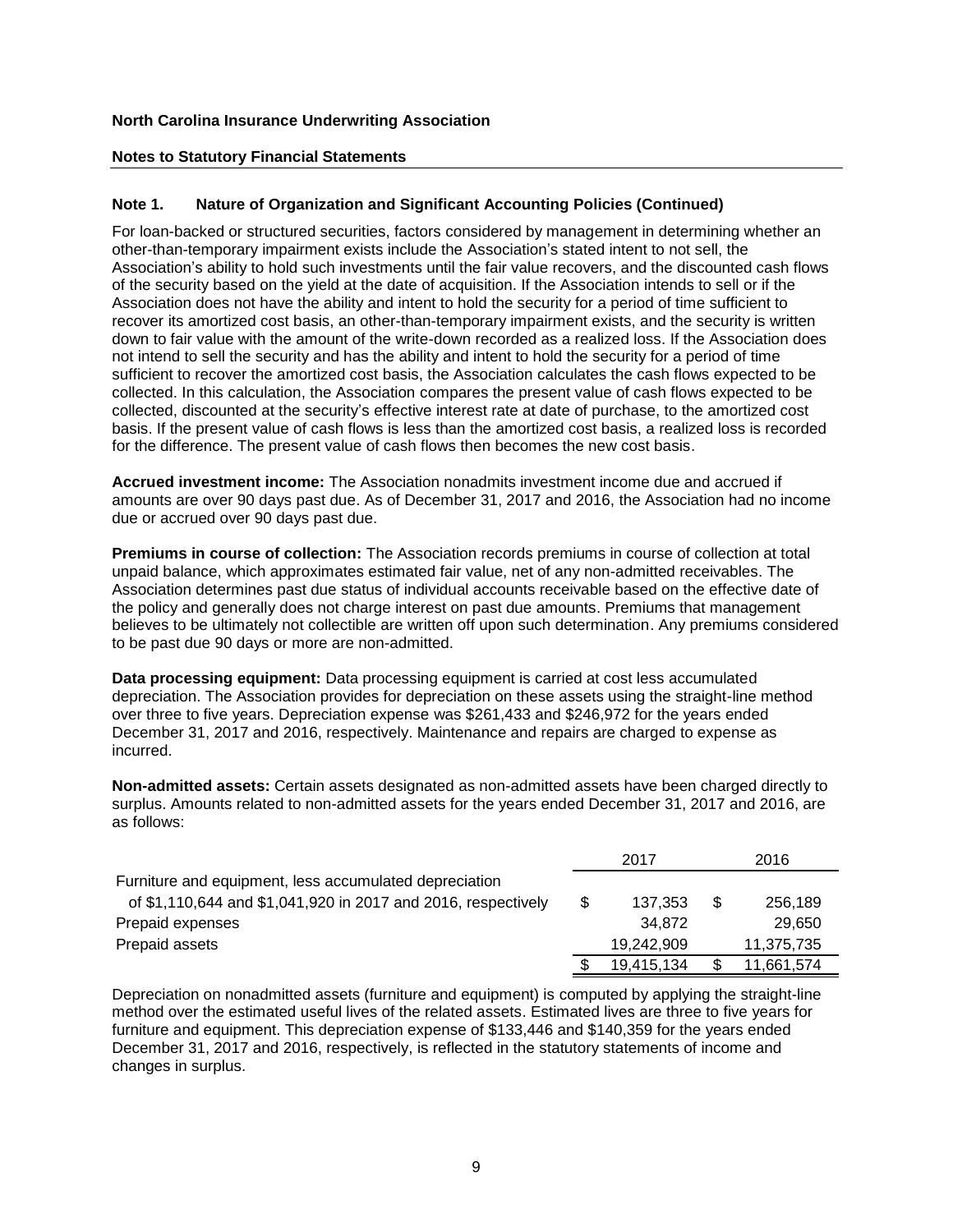**North Carolina Insurance Underwriting Association**

**Notes to Statutory Financial Statements**

## Note 1. Nature of Organization and Significant Accounting Policies (Continued)

For loan-backed or structured securities, factors considered by management in determining whether an other-than-temporary impairment exists include the Association's stated intent to not sell, the Association's ability to hold such investments until the fair value recovers, and the discounted cash flows of the security based on the yield at the date of acquisition. If the Association intends to sell or if the Association does not have the ability and intent to hold the security for a period of time sufficient to recover its amortized cost basis, an other-than-temporary impairment exists, and the security is written down to fair value with the amount of the write-down recorded as a realized loss. If the Association does not intend to sell the security and has the ability and intent to hold the security for a period of time sufficient to recover the amortized cost basis, the Association calculates the cash flows expected to be collected. In this calculation, the Association compares the present value of cash flows expected to be collected, discounted at the security's effective interest rate at date of purchase, to the amortized cost basis. If the present value of cash flows is less than the amortized cost basis, a realized loss is recorded for the difference. The present value of cash flows then becomes the new cost basis.

**Accrued investment income:** The Association nonadmits investment income due and accrued if amounts are over 90 days past due. As of December 31, 2017 and 2016, the Association had no income due or accrued over 90 days past due.

**Premiums in course of collection:** The Association records premiums in course of collection at total unpaid balance, which approximates estimated fair value, net of any non-admitted receivables. The Association determines past due status of individual accounts receivable based on the effective date of the policy and generally does not charge interest on past due amounts. Premiums that management believes to be ultimately not collectible are written off upon such determination. Any premiums considered to be past due 90 days or more are non-admitted.

**Data processing equipment:** Data processing equipment is carried at cost less accumulated depreciation. The Association provides for depreciation on these assets using the straight-line method over three to five years. Depreciation expense was $261,433 and $246,972 for the years ended December 31, 2017 and 2016, respectively. Maintenance and repairs are charged to expense as incurred.

**Non-admitted assets:** Certain assets designated as non-admitted assets have been charged directly to surplus. Amounts related to non-admitted assets for the years ended December 31, 2017 and 2016, are as follows:

| | 2017 | 2016 |
|---|---|---|
| Furniture and equipment, less accumulated depreciation of $1,110,644 and $1,041,920 in 2017 and 2016, respectively | $ 137,353 | $ 256,189 |
| Prepaid expenses | 34,872 | 29,650 |
| Prepaid assets | 19,242,909 | 11,375,735 |
| | $ 19,415,134 | $ 11,661,574 |

Depreciation on nonadmitted assets (furniture and equipment) is computed by applying the straight-line method over the estimated useful lives of the related assets. Estimated lives are three to five years for furniture and equipment. This depreciation expense of $133,446 and $140,359 for the years ended December 31, 2017 and 2016, respectively, is reflected in the statutory statements of income and changes in surplus.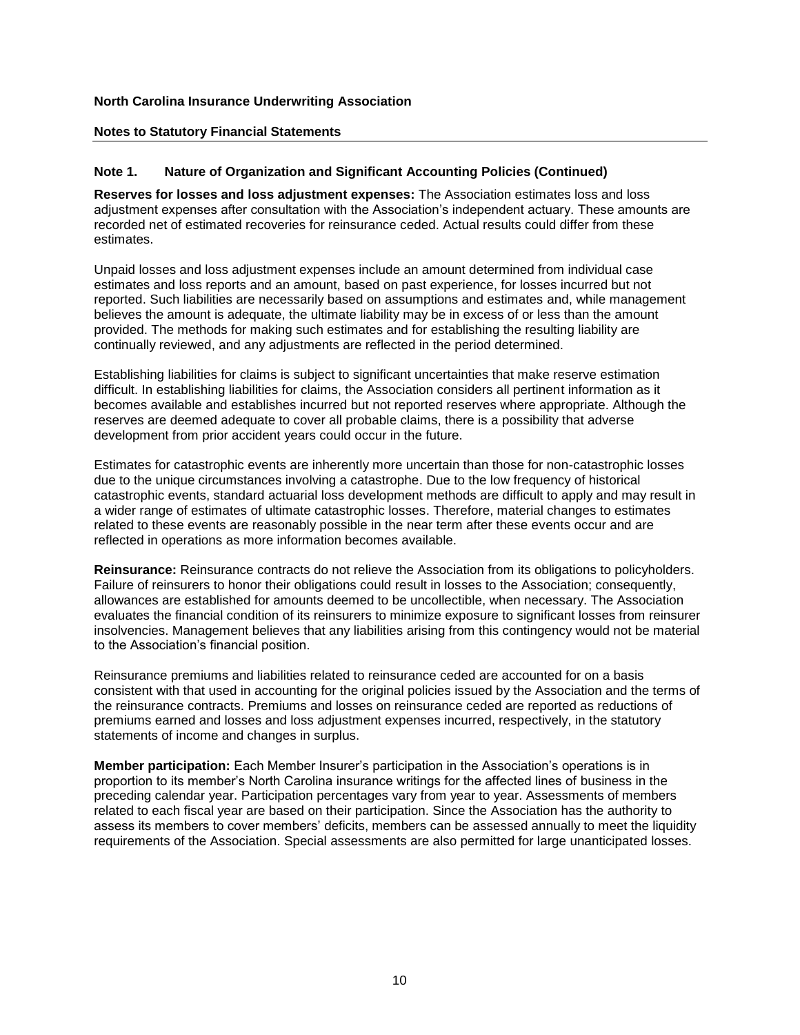## Note 1. Nature of Organization and Significant Accounting Policies (Continued)

**Reserves for losses and loss adjustment expenses:** The Association estimates loss and loss adjustment expenses after consultation with the Association's independent actuary. These amounts are recorded net of estimated recoveries for reinsurance ceded. Actual results could differ from these estimates.

Unpaid losses and loss adjustment expenses include an amount determined from individual case estimates and loss reports and an amount, based on past experience, for losses incurred but not reported. Such liabilities are necessarily based on assumptions and estimates and, while management believes the amount is adequate, the ultimate liability may be in excess of or less than the amount provided. The methods for making such estimates and for establishing the resulting liability are continually reviewed, and any adjustments are reflected in the period determined.

Establishing liabilities for claims is subject to significant uncertainties that make reserve estimation difficult. In establishing liabilities for claims, the Association considers all pertinent information as it becomes available and establishes incurred but not reported reserves where appropriate. Although the reserves are deemed adequate to cover all probable claims, there is a possibility that adverse development from prior accident years could occur in the future.

Estimates for catastrophic events are inherently more uncertain than those for non-catastrophic losses due to the unique circumstances involving a catastrophe. Due to the low frequency of historical catastrophic events, standard actuarial loss development methods are difficult to apply and may result in a wider range of estimates of ultimate catastrophic losses. Therefore, material changes to estimates related to these events are reasonably possible in the near term after these events occur and are reflected in operations as more information becomes available.

**Reinsurance:** Reinsurance contracts do not relieve the Association from its obligations to policyholders. Failure of reinsurers to honor their obligations could result in losses to the Association; consequently, allowances are established for amounts deemed to be uncollectible, when necessary. The Association evaluates the financial condition of its reinsurers to minimize exposure to significant losses from reinsurer insolvencies. Management believes that any liabilities arising from this contingency would not be material to the Association's financial position.

Reinsurance premiums and liabilities related to reinsurance ceded are accounted for on a basis consistent with that used in accounting for the original policies issued by the Association and the terms of the reinsurance contracts. Premiums and losses on reinsurance ceded are reported as reductions of premiums earned and losses and loss adjustment expenses incurred, respectively, in the statutory statements of income and changes in surplus.

**Member participation:** Each Member Insurer's participation in the Association's operations is in proportion to its member's North Carolina insurance writings for the affected lines of business in the preceding calendar year. Participation percentages vary from year to year. Assessments of members related to each fiscal year are based on their participation. Since the Association has the authority to assess its members to cover members' deficits, members can be assessed annually to meet the liquidity requirements of the Association. Special assessments are also permitted for large unanticipated losses.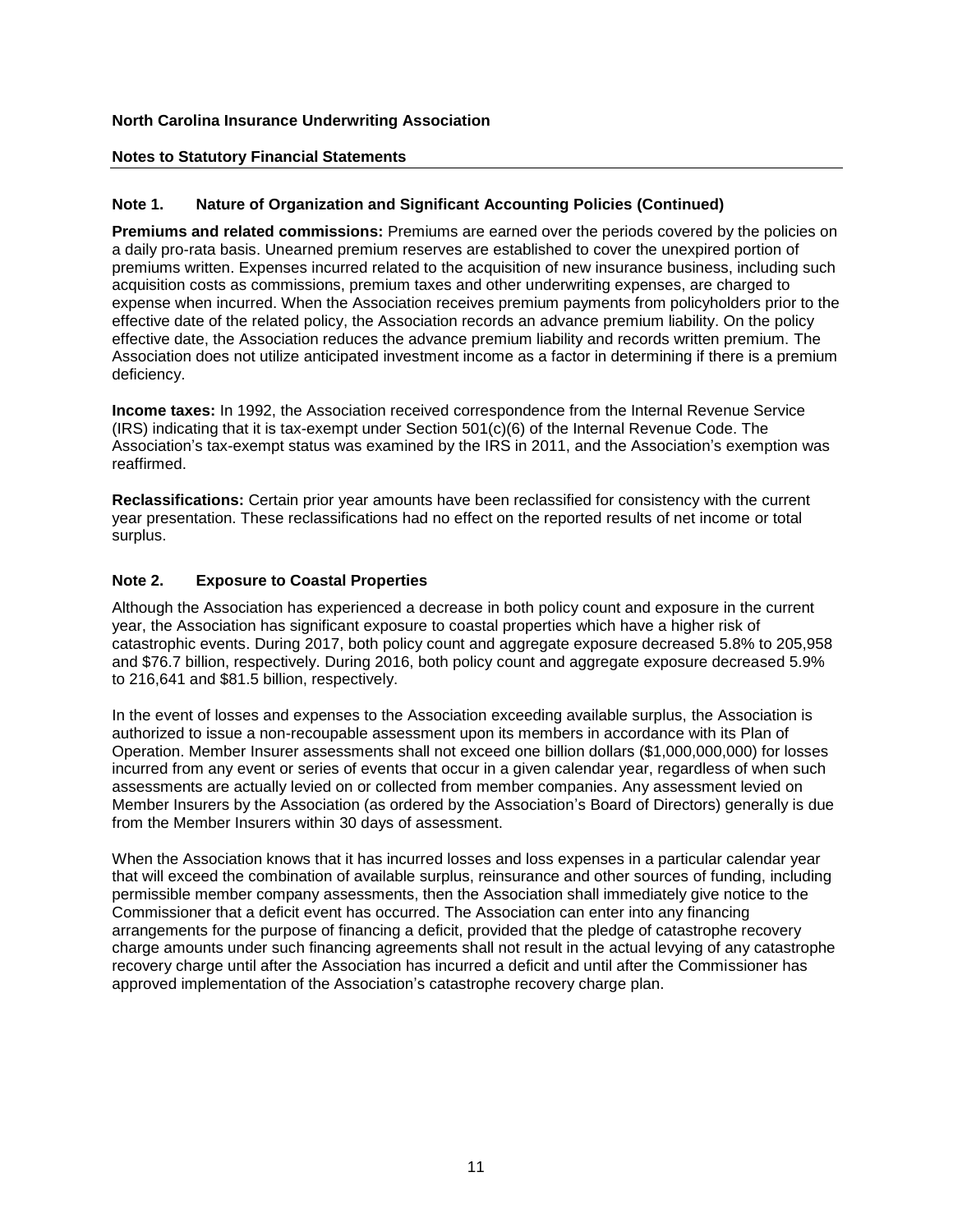**North Carolina Insurance Underwriting Association**

**Notes to Statutory Financial Statements**

### Note 1. Nature of Organization and Significant Accounting Policies (Continued)

**Premiums and related commissions:** Premiums are earned over the periods covered by the policies on a daily pro-rata basis. Unearned premium reserves are established to cover the unexpired portion of premiums written. Expenses incurred related to the acquisition of new insurance business, including such acquisition costs as commissions, premium taxes and other underwriting expenses, are charged to expense when incurred. When the Association receives premium payments from policyholders prior to the effective date of the related policy, the Association records an advance premium liability. On the policy effective date, the Association reduces the advance premium liability and records written premium. The Association does not utilize anticipated investment income as a factor in determining if there is a premium deficiency.

**Income taxes:** In 1992, the Association received correspondence from the Internal Revenue Service (IRS) indicating that it is tax-exempt under Section 501(c)(6) of the Internal Revenue Code. The Association's tax-exempt status was examined by the IRS in 2011, and the Association's exemption was reaffirmed.

**Reclassifications:** Certain prior year amounts have been reclassified for consistency with the current year presentation. These reclassifications had no effect on the reported results of net income or total surplus.

### Note 2. Exposure to Coastal Properties

Although the Association has experienced a decrease in both policy count and exposure in the current year, the Association has significant exposure to coastal properties which have a higher risk of catastrophic events. During 2017, both policy count and aggregate exposure decreased 5.8% to 205,958 and $76.7 billion, respectively. During 2016, both policy count and aggregate exposure decreased 5.9% to 216,641 and $81.5 billion, respectively.

In the event of losses and expenses to the Association exceeding available surplus, the Association is authorized to issue a non-recoupable assessment upon its members in accordance with its Plan of Operation. Member Insurer assessments shall not exceed one billion dollars ($1,000,000,000) for losses incurred from any event or series of events that occur in a given calendar year, regardless of when such assessments are actually levied on or collected from member companies. Any assessment levied on Member Insurers by the Association (as ordered by the Association's Board of Directors) generally is due from the Member Insurers within 30 days of assessment.

When the Association knows that it has incurred losses and loss expenses in a particular calendar year that will exceed the combination of available surplus, reinsurance and other sources of funding, including permissible member company assessments, then the Association shall immediately give notice to the Commissioner that a deficit event has occurred. The Association can enter into any financing arrangements for the purpose of financing a deficit, provided that the pledge of catastrophe recovery charge amounts under such financing agreements shall not result in the actual levying of any catastrophe recovery charge until after the Association has incurred a deficit and until after the Commissioner has approved implementation of the Association's catastrophe recovery charge plan.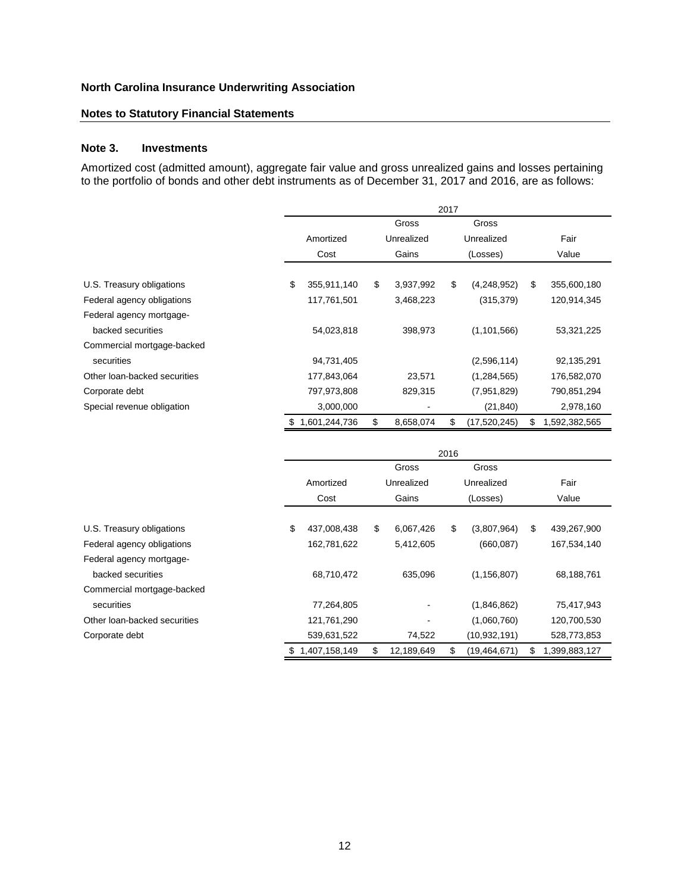**North Carolina Insurance Underwriting Association**

**Notes to Statutory Financial Statements**

### Note 3. Investments

Amortized cost (admitted amount), aggregate fair value and gross unrealized gains and losses pertaining to the portfolio of bonds and other debt instruments as of December 31, 2017 and 2016, are as follows:

| | 2017 | | | |
|---|---|---|---|---|
| | Amortized Cost | Gross Unrealized Gains | Gross Unrealized (Losses) | Fair Value |
| U.S. Treasury obligations | $ 355,911,140 | $ 3,937,992 | $ (4,248,952) | $ 355,600,180 |
| Federal agency obligations | 117,761,501 | 3,468,223 | (315,379) | 120,914,345 |
| Federal agency mortgage-backed securities | 54,023,818 | 398,973 | (1,101,566) | 53,321,225 |
| Commercial mortgage-backed securities | 94,731,405 | | (2,596,114) | 92,135,291 |
| Other loan-backed securities | 177,843,064 | 23,571 | (1,284,565) | 176,582,070 |
| Corporate debt | 797,973,808 | 829,315 | (7,951,829) | 790,851,294 |
| Special revenue obligation | 3,000,000 | - | (21,840) | 2,978,160 |
| | $ 1,601,244,736 | $ 8,658,074 | $ (17,520,245) | $ 1,592,382,565 |

| | 2016 | | | |
|---|---|---|---|---|
| | Amortized Cost | Gross Unrealized Gains | Gross Unrealized (Losses) | Fair Value |
| U.S. Treasury obligations | $ 437,008,438 | $ 6,067,426 | $ (3,807,964) | $ 439,267,900 |
| Federal agency obligations | 162,781,622 | 5,412,605 | (660,087) | 167,534,140 |
| Federal agency mortgage-backed securities | 68,710,472 | 635,096 | (1,156,807) | 68,188,761 |
| Commercial mortgage-backed securities | 77,264,805 | - | (1,846,862) | 75,417,943 |
| Other loan-backed securities | 121,761,290 | - | (1,060,760) | 120,700,530 |
| Corporate debt | 539,631,522 | 74,522 | (10,932,191) | 528,773,853 |
| | $ 1,407,158,149 | $ 12,189,649 | $ (19,464,671) | $ 1,399,883,127 |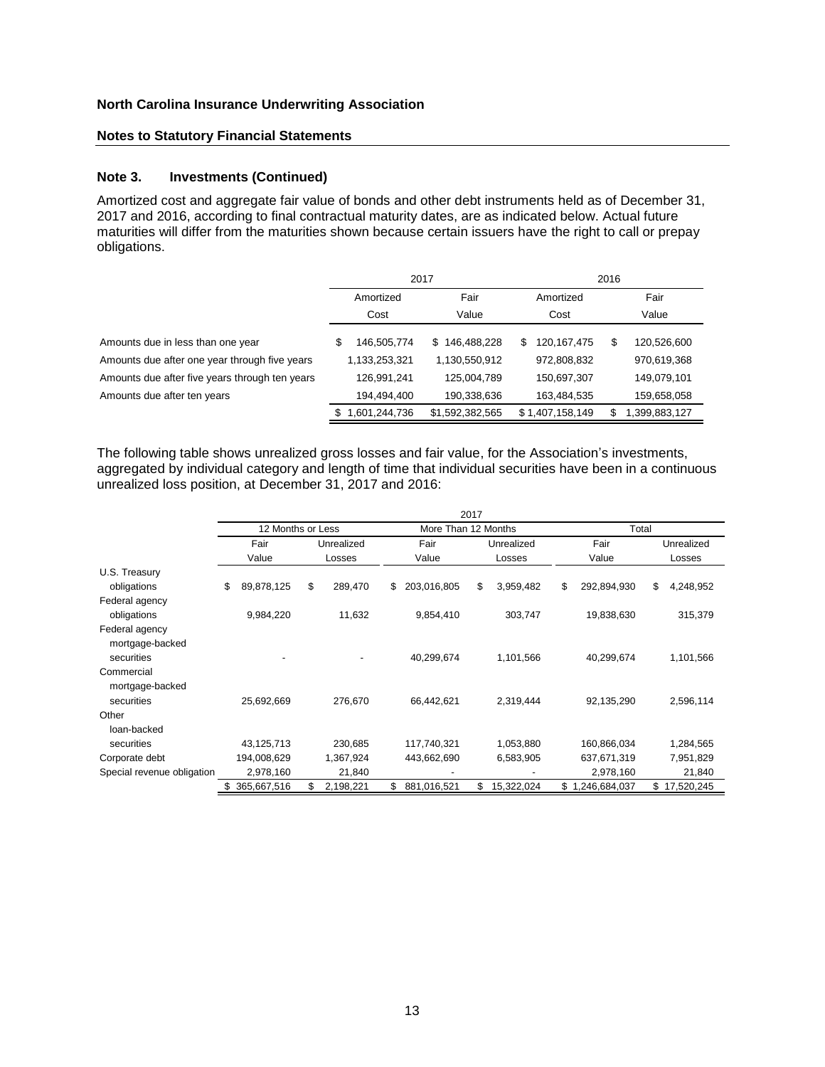**North Carolina Insurance Underwriting Association**

**Notes to Statutory Financial Statements**

### Note 3. Investments (Continued)

Amortized cost and aggregate fair value of bonds and other debt instruments held as of December 31, 2017 and 2016, according to final contractual maturity dates, are as indicated below. Actual future maturities will differ from the maturities shown because certain issuers have the right to call or prepay obligations.

| | 2017 | | 2016 | |
|---|---|---|---|---|
| | Amortized Cost | Fair Value | Amortized Cost | Fair Value |
| Amounts due in less than one year | $ 146,505,774 | $ 146,488,228 | $ 120,167,475 | $ 120,526,600 |
| Amounts due after one year through five years | 1,133,253,321 | 1,130,550,912 | 972,808,832 | 970,619,368 |
| Amounts due after five years through ten years | 126,991,241 | 125,004,789 | 150,697,307 | 149,079,101 |
| Amounts due after ten years | 194,494,400 | 190,338,636 | 163,484,535 | 159,658,058 |
| | $ 1,601,244,736 | $1,592,382,565 | $ 1,407,158,149 | $ 1,399,883,127 |

The following table shows unrealized gross losses and fair value, for the Association's investments, aggregated by individual category and length of time that individual securities have been in a continuous unrealized loss position, at December 31, 2017 and 2016:

| | 2017 | | | | | |
|---|---|---|---|---|---|---|
| | 12 Months or Less | | More Than 12 Months | | Total | |
| | Fair Value | Unrealized Losses | Fair Value | Unrealized Losses | Fair Value | Unrealized Losses |
| U.S. Treasury obligations | $ 89,878,125 | $ 289,470 | $ 203,016,805 | $ 3,959,482 | $ 292,894,930 | $ 4,248,952 |
| Federal agency obligations | 9,984,220 | 11,632 | 9,854,410 | 303,747 | 19,838,630 | 315,379 |
| Federal agency mortgage-backed securities | - | - | 40,299,674 | 1,101,566 | 40,299,674 | 1,101,566 |
| Commercial mortgage-backed securities | 25,692,669 | 276,670 | 66,442,621 | 2,319,444 | 92,135,290 | 2,596,114 |
| Other loan-backed securities | 43,125,713 | 230,685 | 117,740,321 | 1,053,880 | 160,866,034 | 1,284,565 |
| Corporate debt | 194,008,629 | 1,367,924 | 443,662,690 | 6,583,905 | 637,671,319 | 7,951,829 |
| Special revenue obligation | 2,978,160 | 21,840 | - | - | 2,978,160 | 21,840 |
| | $ 365,667,516 | $ 2,198,221 | $ 881,016,521 | $ 15,322,024 | $ 1,246,684,037 | $ 17,520,245 |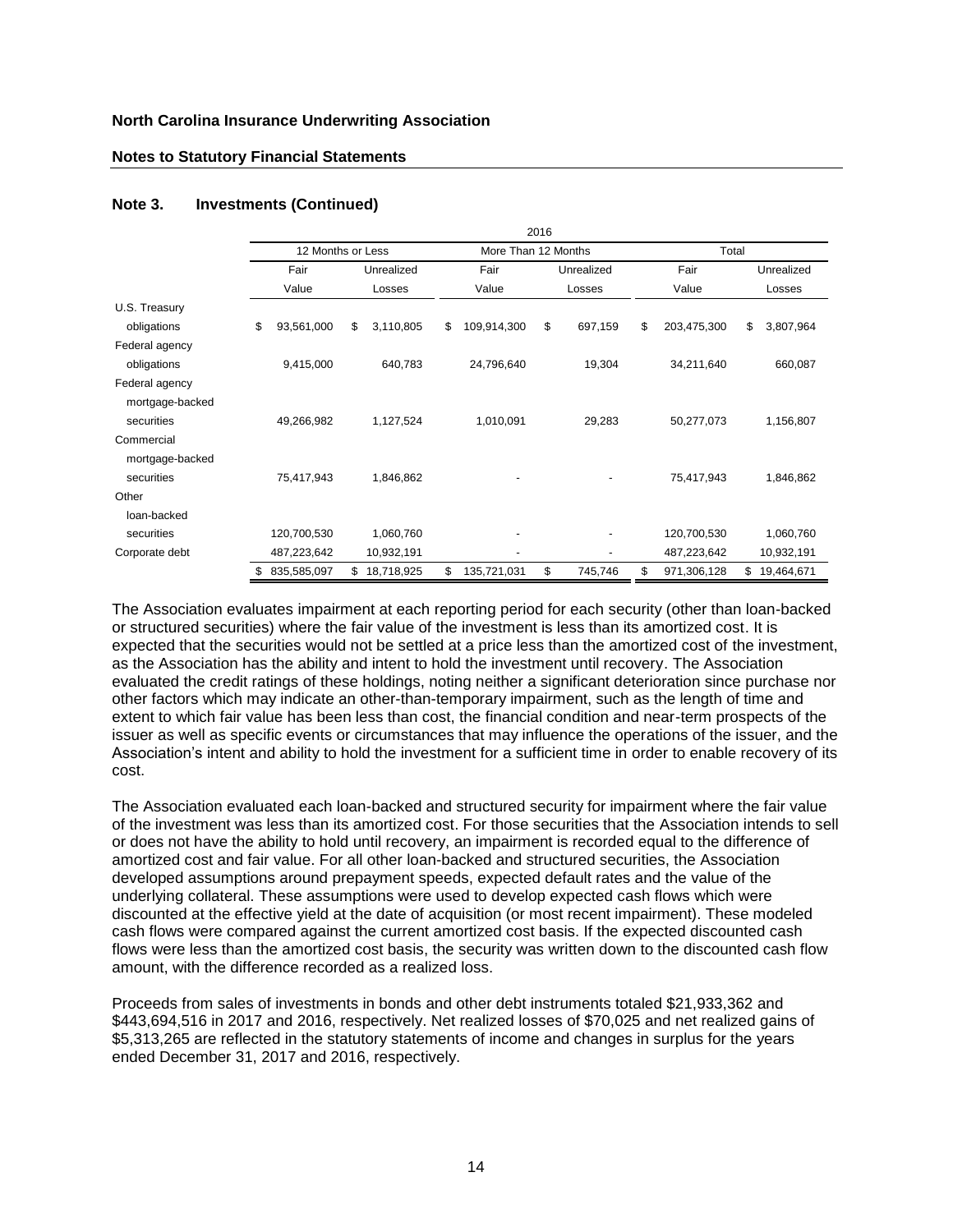**North Carolina Insurance Underwriting Association**

**Notes to Statutory Financial Statements**

## Note 3. Investments (Continued)

| | 2016 | | | | | |
|---|---|---|---|---|---|---|
| | 12 Months or Less | | More Than 12 Months | | Total | |
| | Fair Value | Unrealized Losses | Fair Value | Unrealized Losses | Fair Value | Unrealized Losses |
| U.S. Treasury obligations | $ 93,561,000 | $ 3,110,805 | $ 109,914,300 | $ 697,159 | $ 203,475,300 | $ 3,807,964 |
| Federal agency obligations | 9,415,000 | 640,783 | 24,796,640 | 19,304 | 34,211,640 | 660,087 |
| Federal agency mortgage-backed securities | 49,266,982 | 1,127,524 | 1,010,091 | 29,283 | 50,277,073 | 1,156,807 |
| Commercial mortgage-backed securities | 75,417,943 | 1,846,862 | - | - | 75,417,943 | 1,846,862 |
| Other loan-backed securities | 120,700,530 | 1,060,760 | - | - | 120,700,530 | 1,060,760 |
| Corporate debt | 487,223,642 | 10,932,191 | - | - | 487,223,642 | 10,932,191 |
| | $ 835,585,097 | $ 18,718,925 | $ 135,721,031 | $ 745,746 | $ 971,306,128 | $ 19,464,671 |

The Association evaluates impairment at each reporting period for each security (other than loan-backed or structured securities) where the fair value of the investment is less than its amortized cost. It is expected that the securities would not be settled at a price less than the amortized cost of the investment, as the Association has the ability and intent to hold the investment until recovery. The Association evaluated the credit ratings of these holdings, noting neither a significant deterioration since purchase nor other factors which may indicate an other-than-temporary impairment, such as the length of time and extent to which fair value has been less than cost, the financial condition and near-term prospects of the issuer as well as specific events or circumstances that may influence the operations of the issuer, and the Association's intent and ability to hold the investment for a sufficient time in order to enable recovery of its cost.

The Association evaluated each loan-backed and structured security for impairment where the fair value of the investment was less than its amortized cost. For those securities that the Association intends to sell or does not have the ability to hold until recovery, an impairment is recorded equal to the difference of amortized cost and fair value. For all other loan-backed and structured securities, the Association developed assumptions around prepayment speeds, expected default rates and the value of the underlying collateral. These assumptions were used to develop expected cash flows which were discounted at the effective yield at the date of acquisition (or most recent impairment). These modeled cash flows were compared against the current amortized cost basis. If the expected discounted cash flows were less than the amortized cost basis, the security was written down to the discounted cash flow amount, with the difference recorded as a realized loss.

Proceeds from sales of investments in bonds and other debt instruments totaled $21,933,362 and $443,694,516 in 2017 and 2016, respectively. Net realized losses of $70,025 and net realized gains of $5,313,265 are reflected in the statutory statements of income and changes in surplus for the years ended December 31, 2017 and 2016, respectively.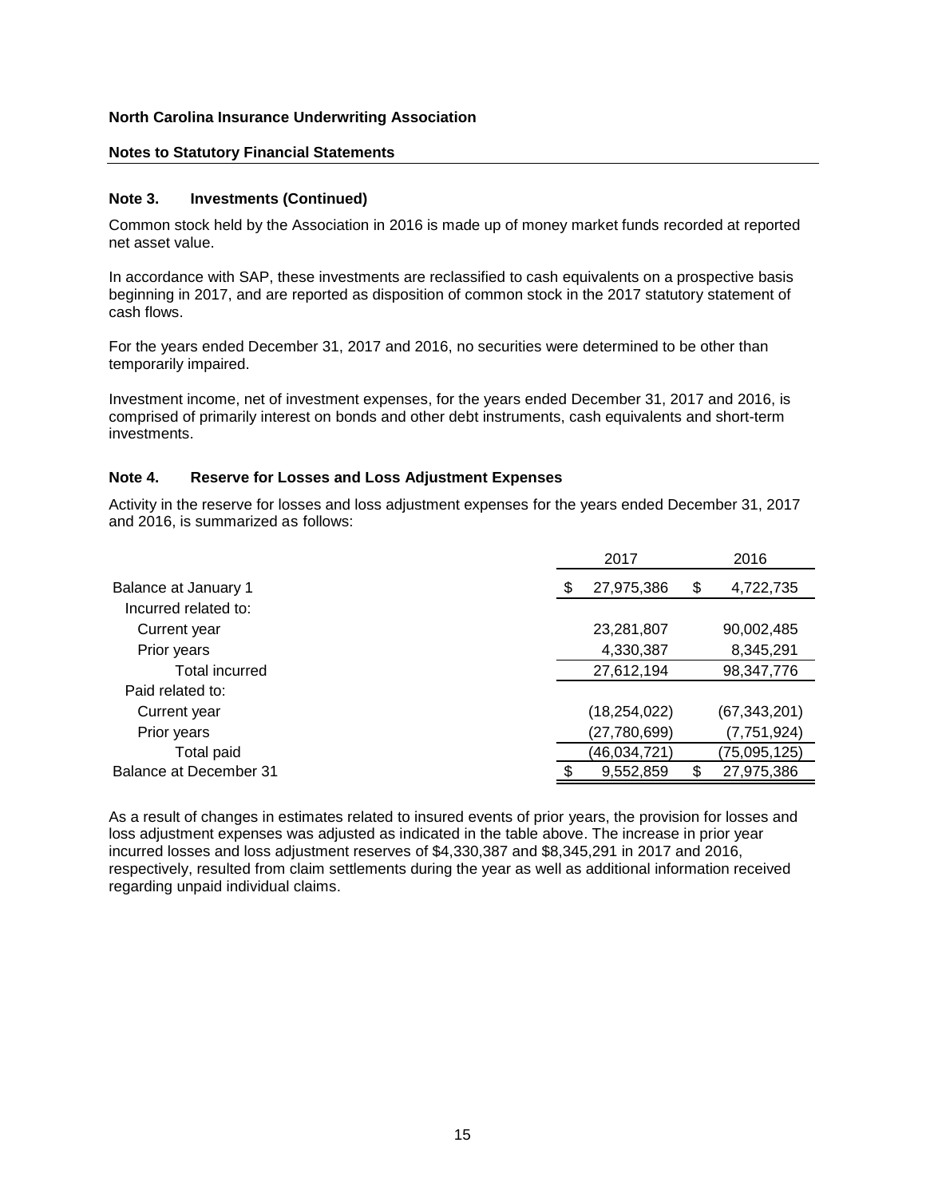**North Carolina Insurance Underwriting Association**

**Notes to Statutory Financial Statements**

### Note 3. Investments (Continued)

Common stock held by the Association in 2016 is made up of money market funds recorded at reported net asset value.

In accordance with SAP, these investments are reclassified to cash equivalents on a prospective basis beginning in 2017, and are reported as disposition of common stock in the 2017 statutory statement of cash flows.

For the years ended December 31, 2017 and 2016, no securities were determined to be other than temporarily impaired.

Investment income, net of investment expenses, for the years ended December 31, 2017 and 2016, is comprised of primarily interest on bonds and other debt instruments, cash equivalents and short-term investments.

### Note 4. Reserve for Losses and Loss Adjustment Expenses

Activity in the reserve for losses and loss adjustment expenses for the years ended December 31, 2017 and 2016, is summarized as follows:

| | 2017 | 2016 |
|---|---|---|
| Balance at January 1 | $ 27,975,386 | $ 4,722,735 |
| Incurred related to: | | |
| Current year | 23,281,807 | 90,002,485 |
| Prior years | 4,330,387 | 8,345,291 |
| Total incurred | 27,612,194 | 98,347,776 |
| Paid related to: | | |
| Current year | (18,254,022) | (67,343,201) |
| Prior years | (27,780,699) | (7,751,924) |
| Total paid | (46,034,721) | (75,095,125) |
| Balance at December 31 | $ 9,552,859 | $ 27,975,386 |

As a result of changes in estimates related to insured events of prior years, the provision for losses and loss adjustment expenses was adjusted as indicated in the table above. The increase in prior year incurred losses and loss adjustment reserves of $4,330,387 and $8,345,291 in 2017 and 2016, respectively, resulted from claim settlements during the year as well as additional information received regarding unpaid individual claims.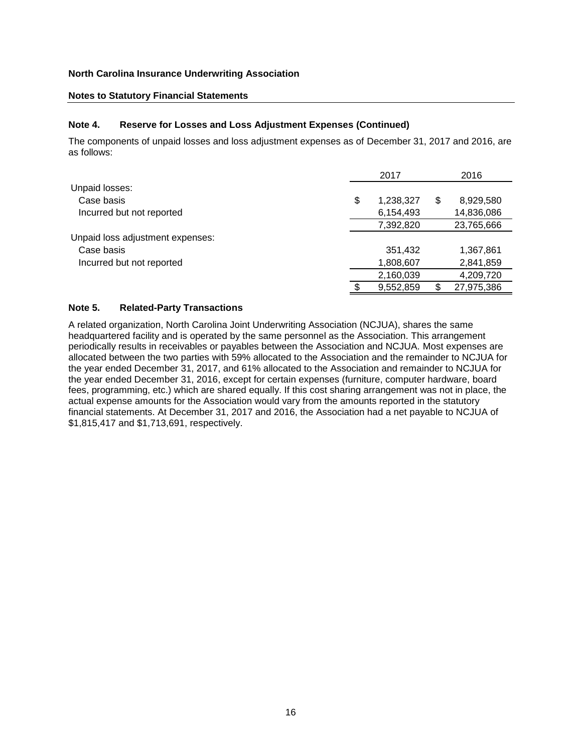**North Carolina Insurance Underwriting Association**

**Notes to Statutory Financial Statements**

### Note 4. Reserve for Losses and Loss Adjustment Expenses (Continued)

The components of unpaid losses and loss adjustment expenses as of December 31, 2017 and 2016, are as follows:

| | 2017 | 2016 |
|---|---|---|
| Unpaid losses: | | |
| Case basis | $ 1,238,327 | $ 8,929,580 |
| Incurred but not reported | 6,154,493 | 14,836,086 |
| | 7,392,820 | 23,765,666 |
| Unpaid loss adjustment expenses: | | |
| Case basis | 351,432 | 1,367,861 |
| Incurred but not reported | 1,808,607 | 2,841,859 |
| | 2,160,039 | 4,209,720 |
| | $ 9,552,859 | $ 27,975,386 |

### Note 5. Related-Party Transactions

A related organization, North Carolina Joint Underwriting Association (NCJUA), shares the same headquartered facility and is operated by the same personnel as the Association. This arrangement periodically results in receivables or payables between the Association and NCJUA. Most expenses are allocated between the two parties with 59% allocated to the Association and the remainder to NCJUA for the year ended December 31, 2017, and 61% allocated to the Association and remainder to NCJUA for the year ended December 31, 2016, except for certain expenses (furniture, computer hardware, board fees, programming, etc.) which are shared equally. If this cost sharing arrangement was not in place, the actual expense amounts for the Association would vary from the amounts reported in the statutory financial statements. At December 31, 2017 and 2016, the Association had a net payable to NCJUA of $1,815,417 and $1,713,691, respectively.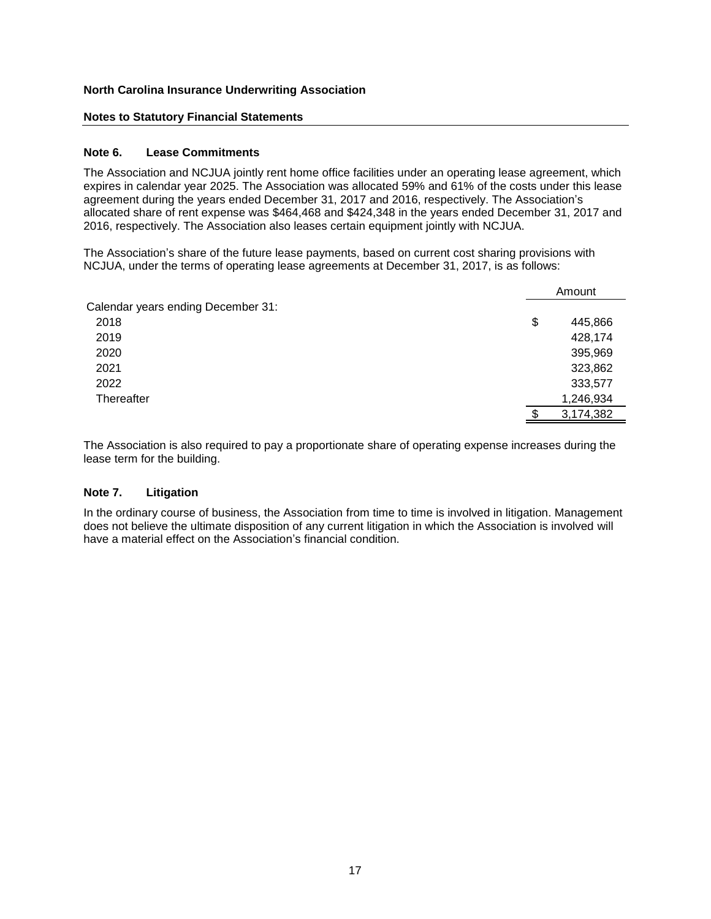**North Carolina Insurance Underwriting Association**

**Notes to Statutory Financial Statements**

## Note 6. Lease Commitments

The Association and NCJUA jointly rent home office facilities under an operating lease agreement, which expires in calendar year 2025. The Association was allocated 59% and 61% of the costs under this lease agreement during the years ended December 31, 2017 and 2016, respectively. The Association's allocated share of rent expense was $464,468 and $424,348 in the years ended December 31, 2017 and 2016, respectively. The Association also leases certain equipment jointly with NCJUA.

The Association's share of the future lease payments, based on current cost sharing provisions with NCJUA, under the terms of operating lease agreements at December 31, 2017, is as follows:

| | Amount |
|---|---|
| Calendar years ending December 31: | |
| 2018 | $ 445,866 |
| 2019 | 428,174 |
| 2020 | 395,969 |
| 2021 | 323,862 |
| 2022 | 333,577 |
| Thereafter | 1,246,934 |
| | $ 3,174,382 |

The Association is also required to pay a proportionate share of operating expense increases during the lease term for the building.

## Note 7. Litigation

In the ordinary course of business, the Association from time to time is involved in litigation. Management does not believe the ultimate disposition of any current litigation in which the Association is involved will have a material effect on the Association's financial condition.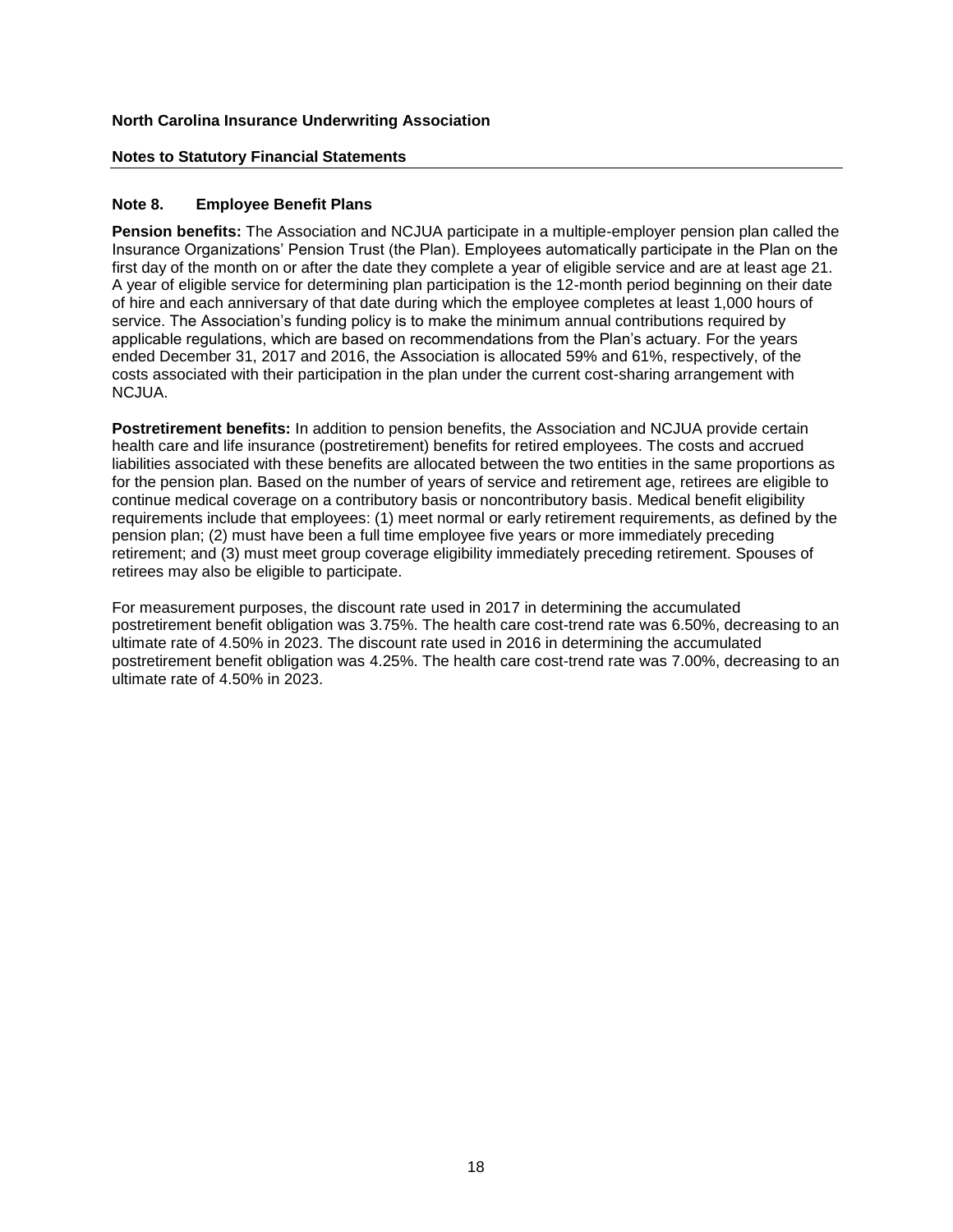**North Carolina Insurance Underwriting Association**

**Notes to Statutory Financial Statements**

## Note 8. Employee Benefit Plans

**Pension benefits:** The Association and NCJUA participate in a multiple-employer pension plan called the Insurance Organizations' Pension Trust (the Plan). Employees automatically participate in the Plan on the first day of the month on or after the date they complete a year of eligible service and are at least age 21. A year of eligible service for determining plan participation is the 12-month period beginning on their date of hire and each anniversary of that date during which the employee completes at least 1,000 hours of service. The Association's funding policy is to make the minimum annual contributions required by applicable regulations, which are based on recommendations from the Plan's actuary. For the years ended December 31, 2017 and 2016, the Association is allocated 59% and 61%, respectively, of the costs associated with their participation in the plan under the current cost-sharing arrangement with NCJUA.

**Postretirement benefits:** In addition to pension benefits, the Association and NCJUA provide certain health care and life insurance (postretirement) benefits for retired employees. The costs and accrued liabilities associated with these benefits are allocated between the two entities in the same proportions as for the pension plan. Based on the number of years of service and retirement age, retirees are eligible to continue medical coverage on a contributory basis or noncontributory basis. Medical benefit eligibility requirements include that employees: (1) meet normal or early retirement requirements, as defined by the pension plan; (2) must have been a full time employee five years or more immediately preceding retirement; and (3) must meet group coverage eligibility immediately preceding retirement. Spouses of retirees may also be eligible to participate.

For measurement purposes, the discount rate used in 2017 in determining the accumulated postretirement benefit obligation was 3.75%. The health care cost-trend rate was 6.50%, decreasing to an ultimate rate of 4.50% in 2023. The discount rate used in 2016 in determining the accumulated postretirement benefit obligation was 4.25%. The health care cost-trend rate was 7.00%, decreasing to an ultimate rate of 4.50% in 2023.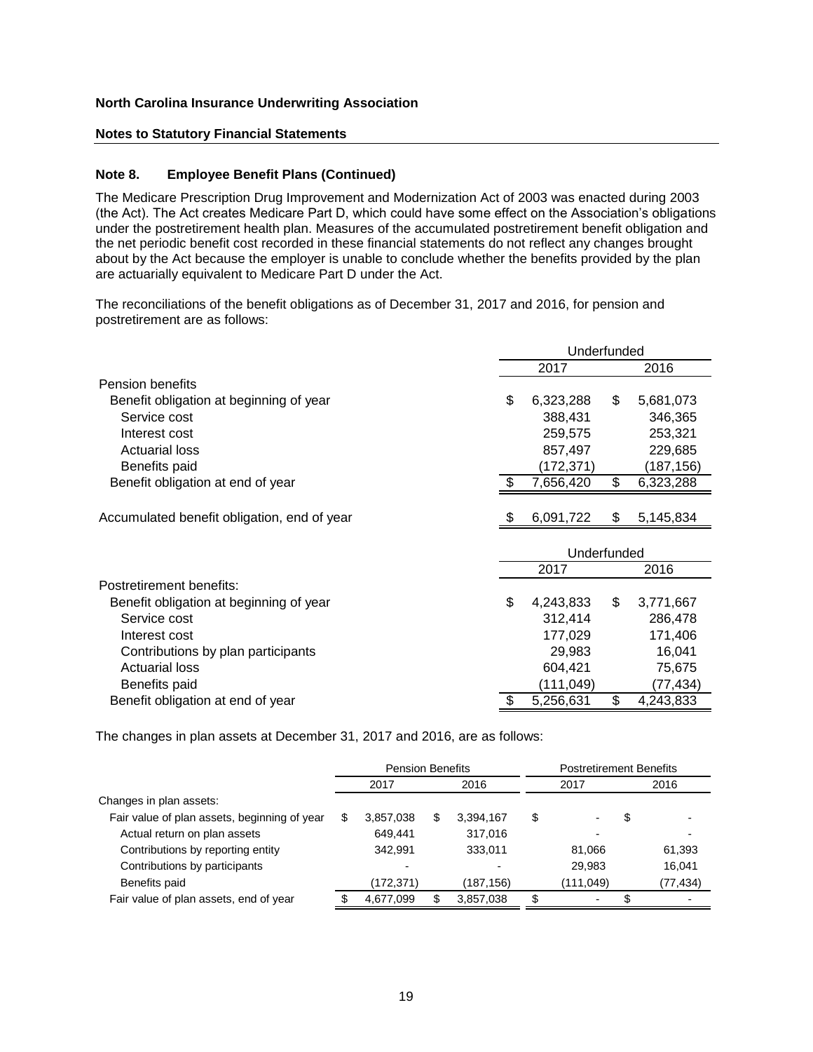North Carolina Insurance Underwriting Association

**Notes to Statutory Financial Statements**

### Note 8. Employee Benefit Plans (Continued)

The Medicare Prescription Drug Improvement and Modernization Act of 2003 was enacted during 2003 (the Act). The Act creates Medicare Part D, which could have some effect on the Association's obligations under the postretirement health plan. Measures of the accumulated postretirement benefit obligation and the net periodic benefit cost recorded in these financial statements do not reflect any changes brought about by the Act because the employer is unable to conclude whether the benefits provided by the plan are actuarially equivalent to Medicare Part D under the Act.

The reconciliations of the benefit obligations as of December 31, 2017 and 2016, for pension and postretirement are as follows:

| | Underfunded | |
|---|---|---|
| | 2017 | 2016 |
| Pension benefits | | |
| Benefit obligation at beginning of year | $ 6,323,288 | $ 5,681,073 |
| Service cost | 388,431 | 346,365 |
| Interest cost | 259,575 | 253,321 |
| Actuarial loss | 857,497 | 229,685 |
| Benefits paid | (172,371) | (187,156) |
| Benefit obligation at end of year | $ 7,656,420 | $ 6,323,288 |
| | | |
| Accumulated benefit obligation, end of year | $ 6,091,722 | $ 5,145,834 |

| | Underfunded | |
|---|---|---|
| | 2017 | 2016 |
| Postretirement benefits: | | |
| Benefit obligation at beginning of year | $ 4,243,833 | $ 3,771,667 |
| Service cost | 312,414 | 286,478 |
| Interest cost | 177,029 | 171,406 |
| Contributions by plan participants | 29,983 | 16,041 |
| Actuarial loss | 604,421 | 75,675 |
| Benefits paid | (111,049) | (77,434) |
| Benefit obligation at end of year | $ 5,256,631 | $ 4,243,833 |

The changes in plan assets at December 31, 2017 and 2016, are as follows:

| | Pension Benefits | | Postretirement Benefits | |
|---|---|---|---|---|
| | 2017 | 2016 | 2017 | 2016 |
| Changes in plan assets: | | | | |
| Fair value of plan assets, beginning of year | $ 3,857,038 | $ 3,394,167 | $ - | $ - |
| Actual return on plan assets | 649,441 | 317,016 | - | - |
| Contributions by reporting entity | 342,991 | 333,011 | 81,066 | 61,393 |
| Contributions by participants | - | - | 29,983 | 16,041 |
| Benefits paid | (172,371) | (187,156) | (111,049) | (77,434) |
| Fair value of plan assets, end of year | $ 4,677,099 | $ 3,857,038 | $ - | $ - |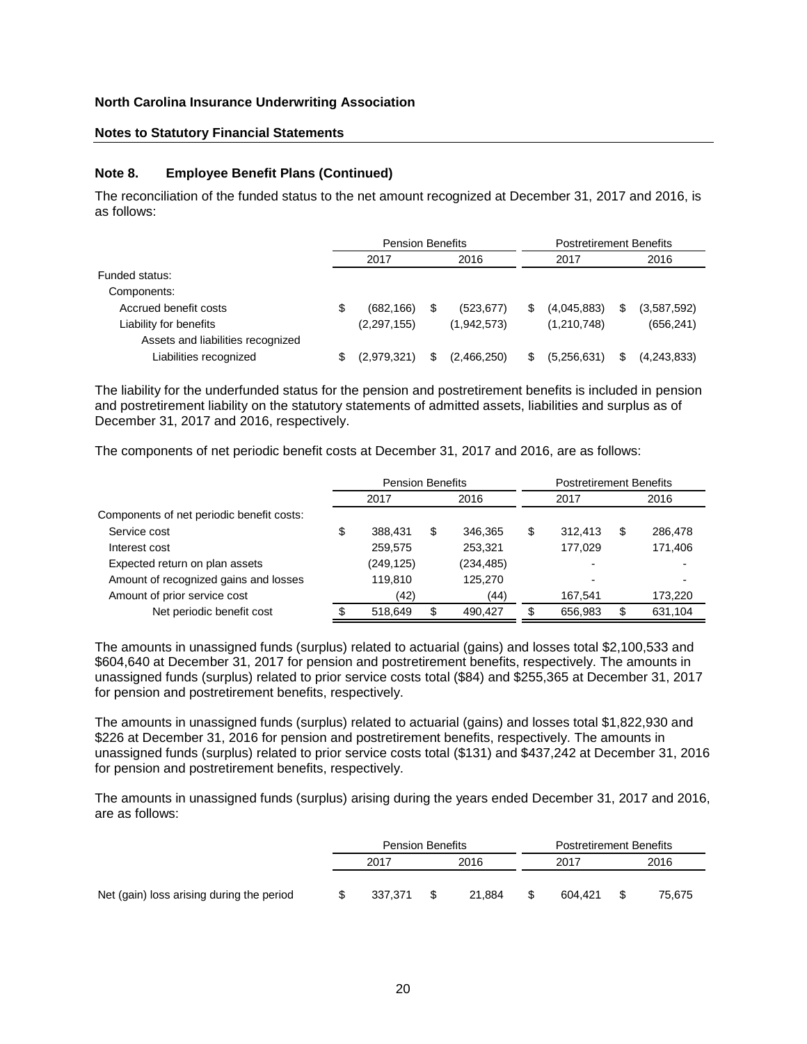**North Carolina Insurance Underwriting Association**

**Notes to Statutory Financial Statements**

### Note 8. Employee Benefit Plans (Continued)

The reconciliation of the funded status to the net amount recognized at December 31, 2017 and 2016, is as follows:

| | Pension Benefits | | Postretirement Benefits | |
|---|---|---|---|---|
| | 2017 | 2016 | 2017 | 2016 |
| Funded status: | | | | |
| Components: | | | | |
| Accrued benefit costs | $ (682,166) | $ (523,677) | $ (4,045,883) | $ (3,587,592) |
| Liability for benefits | (2,297,155) | (1,942,573) | (1,210,748) | (656,241) |
| Assets and liabilities recognized | | | | |
| Liabilities recognized | $ (2,979,321) | $ (2,466,250) | $ (5,256,631) | $ (4,243,833) |

The liability for the underfunded status for the pension and postretirement benefits is included in pension and postretirement liability on the statutory statements of admitted assets, liabilities and surplus as of December 31, 2017 and 2016, respectively.

The components of net periodic benefit costs at December 31, 2017 and 2016, are as follows:

| | Pension Benefits | | Postretirement Benefits | |
|---|---|---|---|---|
| | 2017 | 2016 | 2017 | 2016 |
| Components of net periodic benefit costs: | | | | |
| Service cost | $ 388,431 | $ 346,365 | $ 312,413 | $ 286,478 |
| Interest cost | 259,575 | 253,321 | 177,029 | 171,406 |
| Expected return on plan assets | (249,125) | (234,485) | - | - |
| Amount of recognized gains and losses | 119,810 | 125,270 | - | - |
| Amount of prior service cost | (42) | (44) | 167,541 | 173,220 |
| Net periodic benefit cost | $ 518,649 | $ 490,427 | $ 656,983 | $ 631,104 |

The amounts in unassigned funds (surplus) related to actuarial (gains) and losses total $2,100,533 and $604,640 at December 31, 2017 for pension and postretirement benefits, respectively. The amounts in unassigned funds (surplus) related to prior service costs total ($84) and $255,365 at December 31, 2017 for pension and postretirement benefits, respectively.

The amounts in unassigned funds (surplus) related to actuarial (gains) and losses total $1,822,930 and $226 at December 31, 2016 for pension and postretirement benefits, respectively. The amounts in unassigned funds (surplus) related to prior service costs total ($131) and $437,242 at December 31, 2016 for pension and postretirement benefits, respectively.

The amounts in unassigned funds (surplus) arising during the years ended December 31, 2017 and 2016, are as follows:

| | Pension Benefits | | Postretirement Benefits | |
|---|---|---|---|---|
| | 2017 | 2016 | 2017 | 2016 |
| Net (gain) loss arising during the period | $ 337,371 | $ 21,884 | $ 604,421 | $ 75,675 |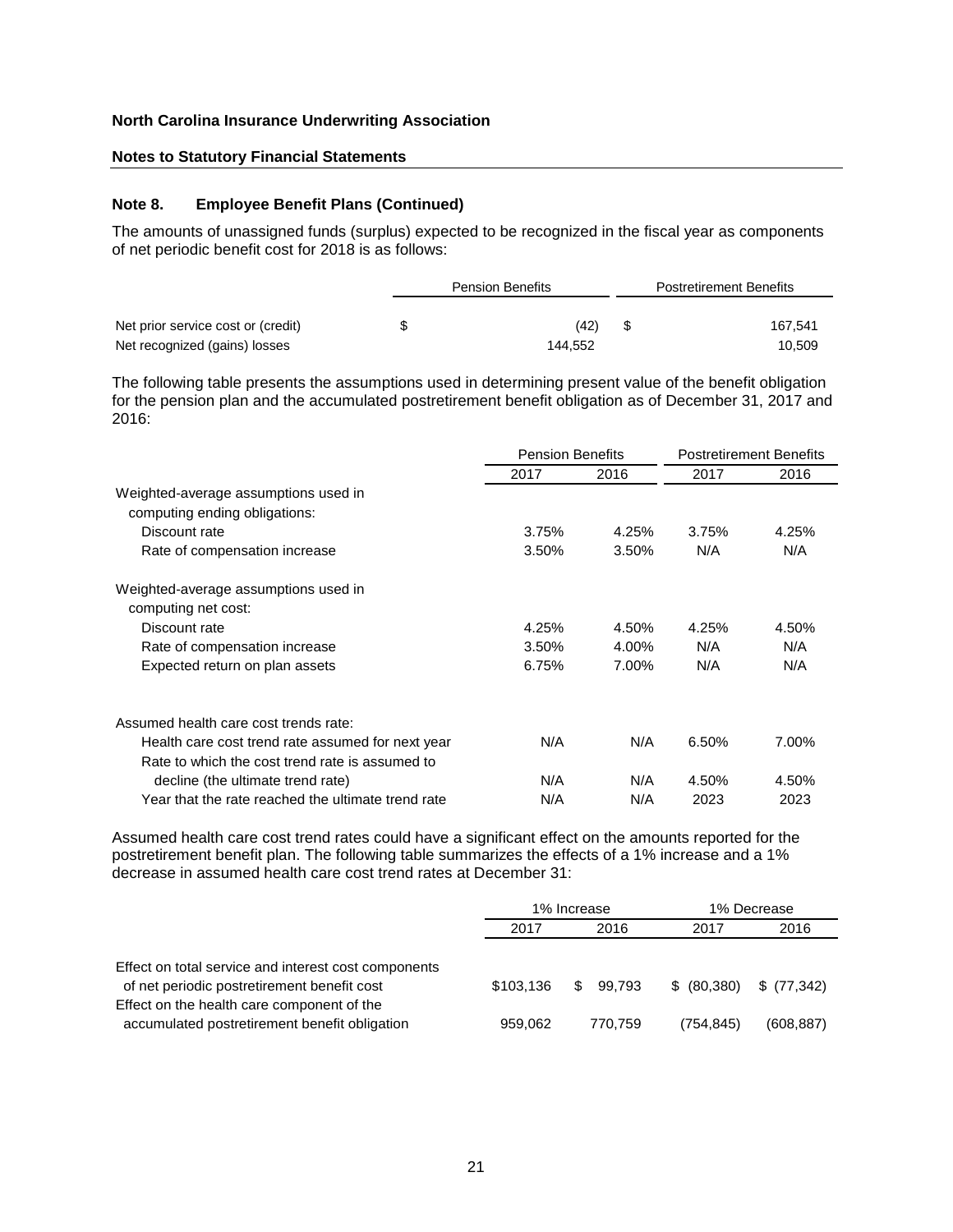**North Carolina Insurance Underwriting Association**

**Notes to Statutory Financial Statements**

### Note 8. Employee Benefit Plans (Continued)

The amounts of unassigned funds (surplus) expected to be recognized in the fiscal year as components of net periodic benefit cost for 2018 is as follows:

| | Pension Benefits | Postretirement Benefits |
|---|---|---|
| Net prior service cost or (credit) | $ (42) | $ 167,541 |
| Net recognized (gains) losses | 144,552 | 10,509 |

The following table presents the assumptions used in determining present value of the benefit obligation for the pension plan and the accumulated postretirement benefit obligation as of December 31, 2017 and 2016:

| | Pension Benefits | | Postretirement Benefits | |
|---|---|---|---|---|
| | 2017 | 2016 | 2017 | 2016 |
| Weighted-average assumptions used in computing ending obligations: | | | | |
| Discount rate | 3.75% | 4.25% | 3.75% | 4.25% |
| Rate of compensation increase | 3.50% | 3.50% | N/A | N/A |
| Weighted-average assumptions used in computing net cost: | | | | |
| Discount rate | 4.25% | 4.50% | 4.25% | 4.50% |
| Rate of compensation increase | 3.50% | 4.00% | N/A | N/A |
| Expected return on plan assets | 6.75% | 7.00% | N/A | N/A |
| Assumed health care cost trends rate: | | | | |
| Health care cost trend rate assumed for next year | N/A | N/A | 6.50% | 7.00% |
| Rate to which the cost trend rate is assumed to decline (the ultimate trend rate) | N/A | N/A | 4.50% | 4.50% |
| Year that the rate reached the ultimate trend rate | N/A | N/A | 2023 | 2023 |

Assumed health care cost trend rates could have a significant effect on the amounts reported for the postretirement benefit plan. The following table summarizes the effects of a 1% increase and a 1% decrease in assumed health care cost trend rates at December 31:

| | 1% Increase | | 1% Decrease | |
|---|---|---|---|---|
| | 2017 | 2016 | 2017 | 2016 |
| Effect on total service and interest cost components of net periodic postretirement benefit cost | $103,136 | $ 99,793 | $ (80,380) | $ (77,342) |
| Effect on the health care component of the accumulated postretirement benefit obligation | 959,062 | 770,759 | (754,845) | (608,887) |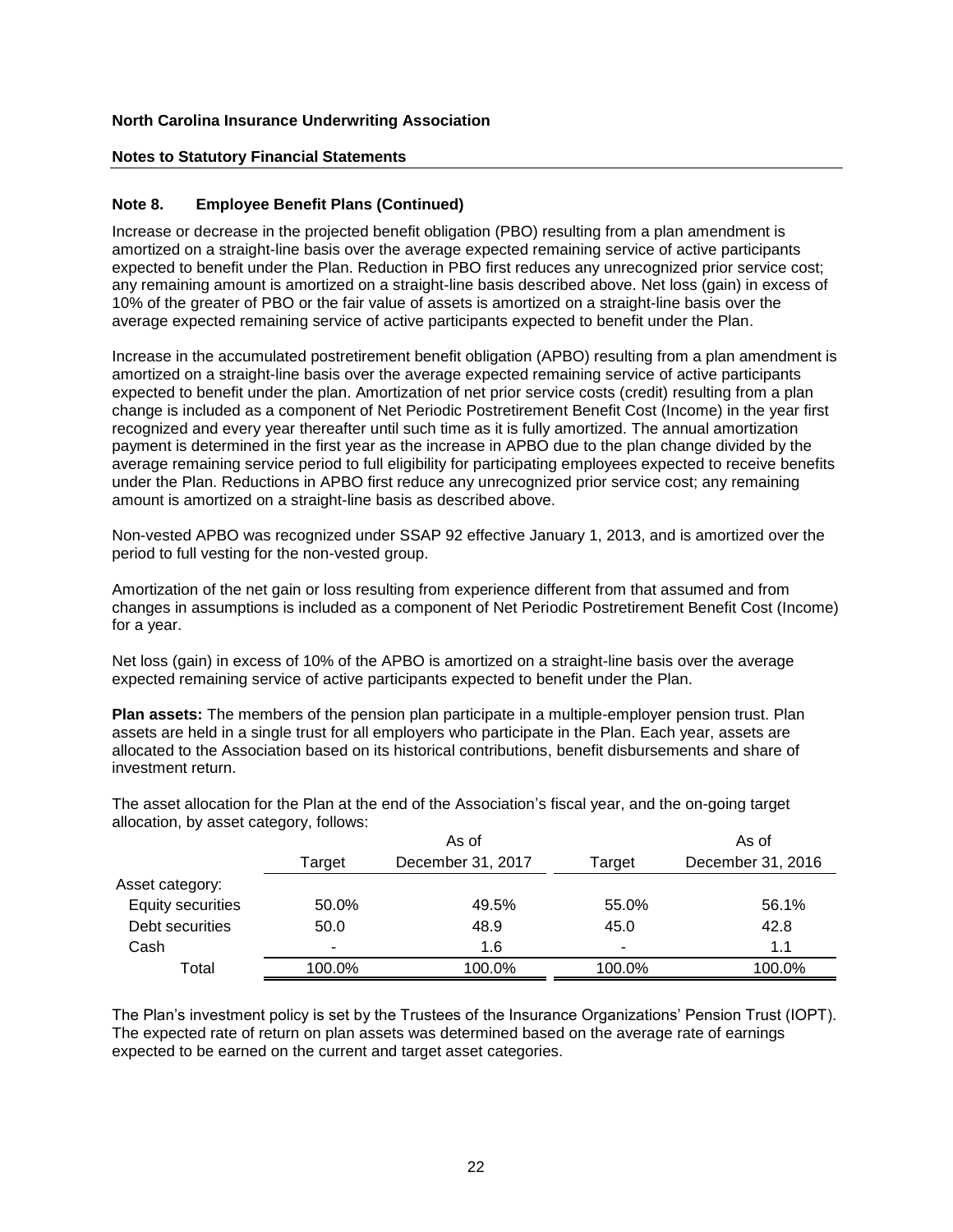North Carolina Insurance Underwriting Association

Notes to Statutory Financial Statements

## Note 8. Employee Benefit Plans (Continued)

Increase or decrease in the projected benefit obligation (PBO) resulting from a plan amendment is amortized on a straight-line basis over the average expected remaining service of active participants expected to benefit under the Plan. Reduction in PBO first reduces any unrecognized prior service cost; any remaining amount is amortized on a straight-line basis described above. Net loss (gain) in excess of 10% of the greater of PBO or the fair value of assets is amortized on a straight-line basis over the average expected remaining service of active participants expected to benefit under the Plan.

Increase in the accumulated postretirement benefit obligation (APBO) resulting from a plan amendment is amortized on a straight-line basis over the average expected remaining service of active participants expected to benefit under the plan. Amortization of net prior service costs (credit) resulting from a plan change is included as a component of Net Periodic Postretirement Benefit Cost (Income) in the year first recognized and every year thereafter until such time as it is fully amortized. The annual amortization payment is determined in the first year as the increase in APBO due to the plan change divided by the average remaining service period to full eligibility for participating employees expected to receive benefits under the Plan. Reductions in APBO first reduce any unrecognized prior service cost; any remaining amount is amortized on a straight-line basis as described above.

Non-vested APBO was recognized under SSAP 92 effective January 1, 2013, and is amortized over the period to full vesting for the non-vested group.

Amortization of the net gain or loss resulting from experience different from that assumed and from changes in assumptions is included as a component of Net Periodic Postretirement Benefit Cost (Income) for a year.

Net loss (gain) in excess of 10% of the APBO is amortized on a straight-line basis over the average expected remaining service of active participants expected to benefit under the Plan.

**Plan assets:** The members of the pension plan participate in a multiple-employer pension trust. Plan assets are held in a single trust for all employers who participate in the Plan. Each year, assets are allocated to the Association based on its historical contributions, benefit disbursements and share of investment return.

The asset allocation for the Plan at the end of the Association's fiscal year, and the on-going target allocation, by asset category, follows:

| | Target | As of December 31, 2017 | Target | As of December 31, 2016 |
|---|---|---|---|---|
| Asset category: | | | | |
| Equity securities | 50.0% | 49.5% | 55.0% | 56.1% |
| Debt securities | 50.0 | 48.9 | 45.0 | 42.8 |
| Cash | - | 1.6 | - | 1.1 |
| Total | 100.0% | 100.0% | 100.0% | 100.0% |

The Plan's investment policy is set by the Trustees of the Insurance Organizations' Pension Trust (IOPT). The expected rate of return on plan assets was determined based on the average rate of earnings expected to be earned on the current and target asset categories.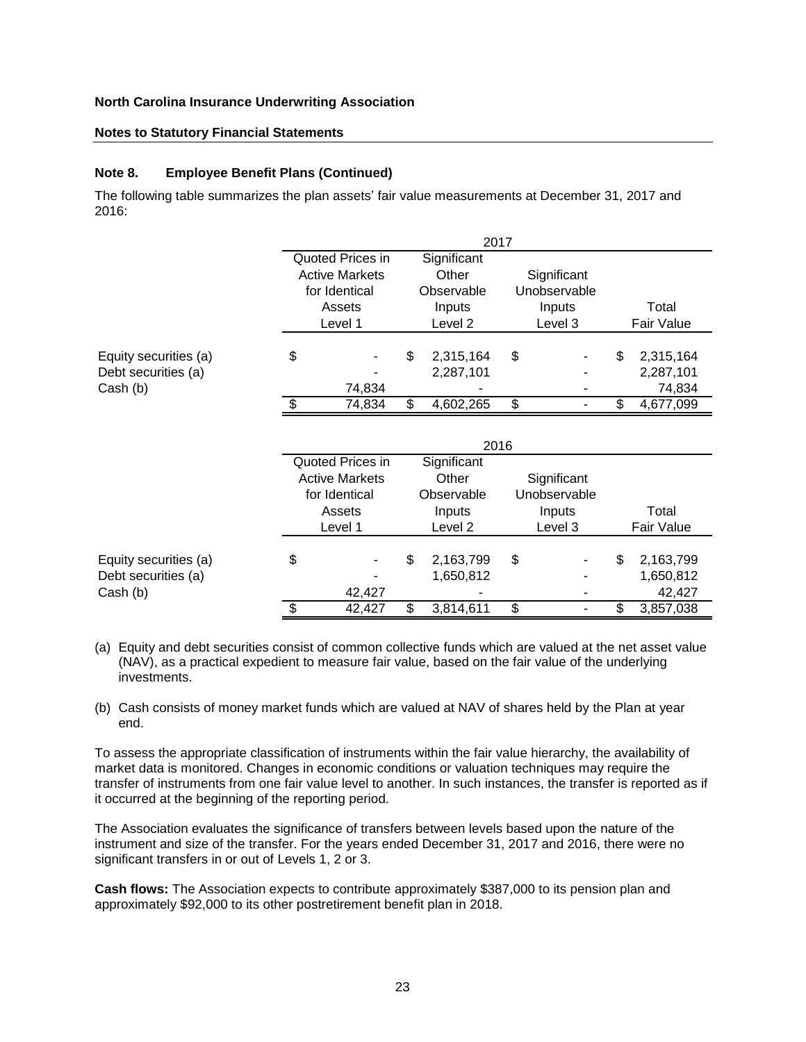**North Carolina Insurance Underwriting Association**

**Notes to Statutory Financial Statements**

### Note 8. Employee Benefit Plans (Continued)

The following table summarizes the plan assets' fair value measurements at December 31, 2017 and 2016:

| | 2017 | | | |
|---|---|---|---|---|
| | Quoted Prices in Active Markets for Identical Assets Level 1 | Significant Other Observable Inputs Level 2 | Significant Unobservable Inputs Level 3 | Total Fair Value |
| Equity securities (a) | $ - | $ 2,315,164 | $ - | $ 2,315,164 |
| Debt securities (a) | - | 2,287,101 | - | 2,287,101 |
| Cash (b) | 74,834 | - | - | 74,834 |
| | $ 74,834 | $ 4,602,265 | $ - | $ 4,677,099 |

| | 2016 | | | |
|---|---|---|---|---|
| | Quoted Prices in Active Markets for Identical Assets Level 1 | Significant Other Observable Inputs Level 2 | Significant Unobservable Inputs Level 3 | Total Fair Value |
| Equity securities (a) | $ - | $ 2,163,799 | $ - | $ 2,163,799 |
| Debt securities (a) | - | 1,650,812 | - | 1,650,812 |
| Cash (b) | 42,427 | - | - | 42,427 |
| | $ 42,427 | $ 3,814,611 | $ - | $ 3,857,038 |

(a) Equity and debt securities consist of common collective funds which are valued at the net asset value (NAV), as a practical expedient to measure fair value, based on the fair value of the underlying investments.

(b) Cash consists of money market funds which are valued at NAV of shares held by the Plan at year end.

To assess the appropriate classification of instruments within the fair value hierarchy, the availability of market data is monitored. Changes in economic conditions or valuation techniques may require the transfer of instruments from one fair value level to another. In such instances, the transfer is reported as if it occurred at the beginning of the reporting period.

The Association evaluates the significance of transfers between levels based upon the nature of the instrument and size of the transfer. For the years ended December 31, 2017 and 2016, there were no significant transfers in or out of Levels 1, 2 or 3.

**Cash flows:** The Association expects to contribute approximately $387,000 to its pension plan and approximately $92,000 to its other postretirement benefit plan in 2018.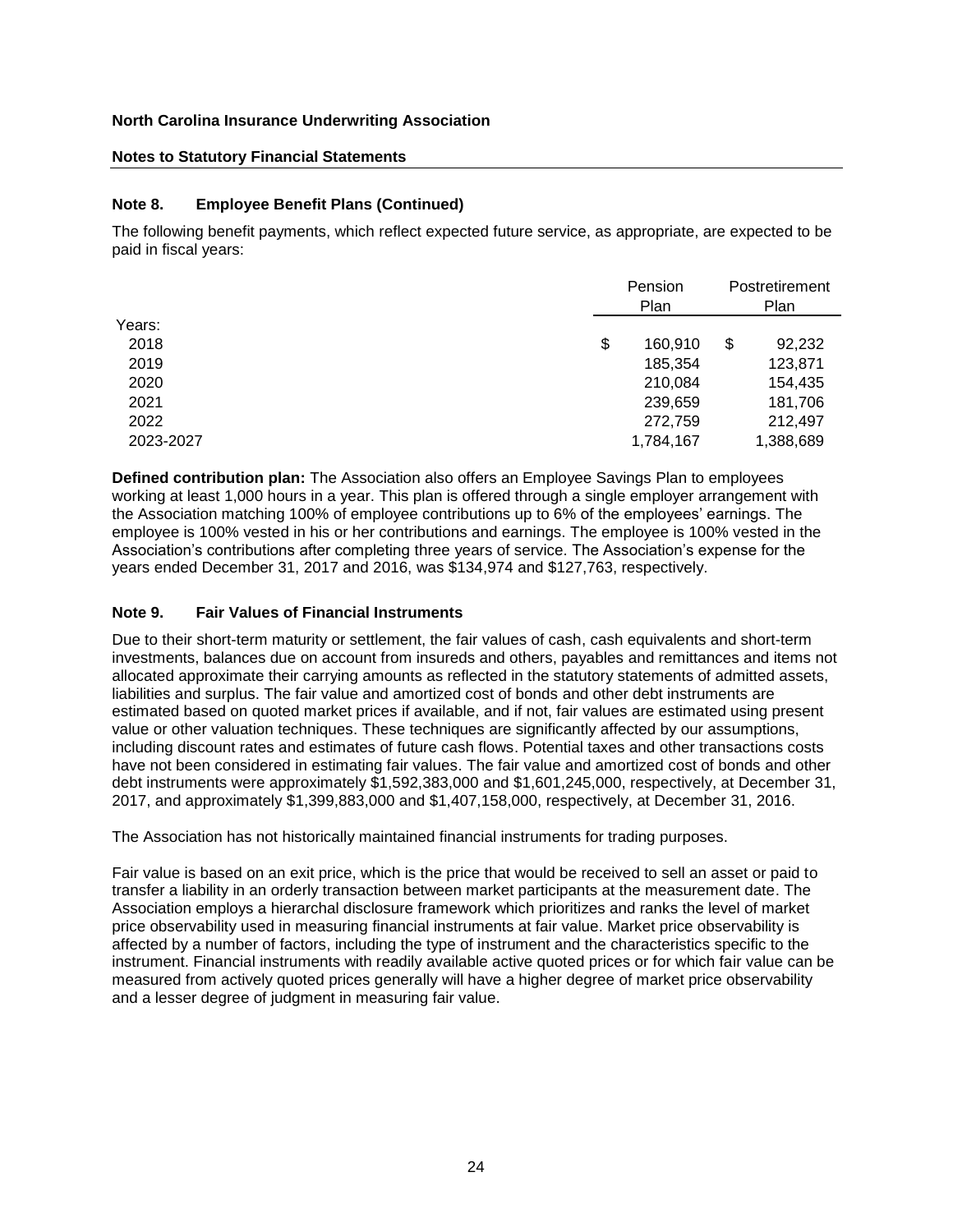**North Carolina Insurance Underwriting Association**

**Notes to Statutory Financial Statements**

### Note 8. Employee Benefit Plans (Continued)

The following benefit payments, which reflect expected future service, as appropriate, are expected to be paid in fiscal years:

| | Pension Plan | Postretirement Plan |
|---|---|---|
| Years: | | |
| 2018 | $ 160,910 | $ 92,232 |
| 2019 | 185,354 | 123,871 |
| 2020 | 210,084 | 154,435 |
| 2021 | 239,659 | 181,706 |
| 2022 | 272,759 | 212,497 |
| 2023-2027 | 1,784,167 | 1,388,689 |

**Defined contribution plan:** The Association also offers an Employee Savings Plan to employees working at least 1,000 hours in a year. This plan is offered through a single employer arrangement with the Association matching 100% of employee contributions up to 6% of the employees' earnings. The employee is 100% vested in his or her contributions and earnings. The employee is 100% vested in the Association's contributions after completing three years of service. The Association's expense for the years ended December 31, 2017 and 2016, was $134,974 and $127,763, respectively.

### Note 9. Fair Values of Financial Instruments

Due to their short-term maturity or settlement, the fair values of cash, cash equivalents and short-term investments, balances due on account from insureds and others, payables and remittances and items not allocated approximate their carrying amounts as reflected in the statutory statements of admitted assets, liabilities and surplus. The fair value and amortized cost of bonds and other debt instruments are estimated based on quoted market prices if available, and if not, fair values are estimated using present value or other valuation techniques. These techniques are significantly affected by our assumptions, including discount rates and estimates of future cash flows. Potential taxes and other transactions costs have not been considered in estimating fair values. The fair value and amortized cost of bonds and other debt instruments were approximately $1,592,383,000 and $1,601,245,000, respectively, at December 31, 2017, and approximately $1,399,883,000 and $1,407,158,000, respectively, at December 31, 2016.

The Association has not historically maintained financial instruments for trading purposes.

Fair value is based on an exit price, which is the price that would be received to sell an asset or paid to transfer a liability in an orderly transaction between market participants at the measurement date. The Association employs a hierarchal disclosure framework which prioritizes and ranks the level of market price observability used in measuring financial instruments at fair value. Market price observability is affected by a number of factors, including the type of instrument and the characteristics specific to the instrument. Financial instruments with readily available active quoted prices or for which fair value can be measured from actively quoted prices generally will have a higher degree of market price observability and a lesser degree of judgment in measuring fair value.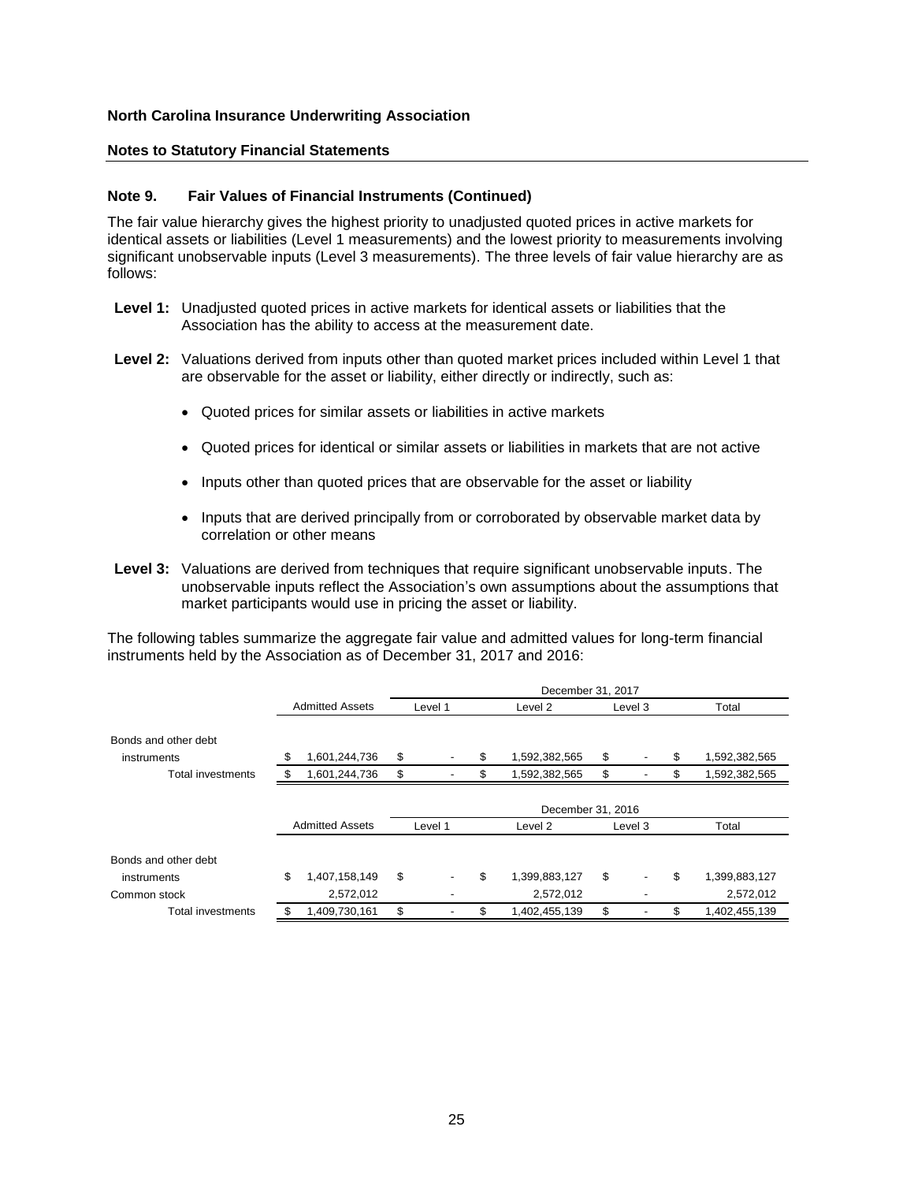**North Carolina Insurance Underwriting Association**

**Notes to Statutory Financial Statements**

### Note 9. Fair Values of Financial Instruments (Continued)

The fair value hierarchy gives the highest priority to unadjusted quoted prices in active markets for identical assets or liabilities (Level 1 measurements) and the lowest priority to measurements involving significant unobservable inputs (Level 3 measurements). The three levels of fair value hierarchy are as follows:

**Level 1:** Unadjusted quoted prices in active markets for identical assets or liabilities that the Association has the ability to access at the measurement date.

**Level 2:** Valuations derived from inputs other than quoted market prices included within Level 1 that are observable for the asset or liability, either directly or indirectly, such as:

- Quoted prices for similar assets or liabilities in active markets
- Quoted prices for identical or similar assets or liabilities in markets that are not active
- Inputs other than quoted prices that are observable for the asset or liability
- Inputs that are derived principally from or corroborated by observable market data by correlation or other means

**Level 3:** Valuations are derived from techniques that require significant unobservable inputs. The unobservable inputs reflect the Association's own assumptions about the assumptions that market participants would use in pricing the asset or liability.

The following tables summarize the aggregate fair value and admitted values for long-term financial instruments held by the Association as of December 31, 2017 and 2016:

| | | December 31, 2017 | | | |
|---|---|---|---|---|---|
| | Admitted Assets | Level 1 | Level 2 | Level 3 | Total |
| Bonds and other debt instruments | $ 1,601,244,736 | $ - | $ 1,592,382,565 | $ - | $ 1,592,382,565 |
| Total investments | $ 1,601,244,736 | $ - | $ 1,592,382,565 | $ - | $ 1,592,382,565 |

| | | December 31, 2016 | | | |
|---|---|---|---|---|---|
| | Admitted Assets | Level 1 | Level 2 | Level 3 | Total |
| Bonds and other debt instruments | $ 1,407,158,149 | $ - | $ 1,399,883,127 | $ - | $ 1,399,883,127 |
| Common stock | 2,572,012 | - | 2,572,012 | - | 2,572,012 |
| Total investments | $ 1,409,730,161 | $ - | $ 1,402,455,139 | $ - | $ 1,402,455,139 |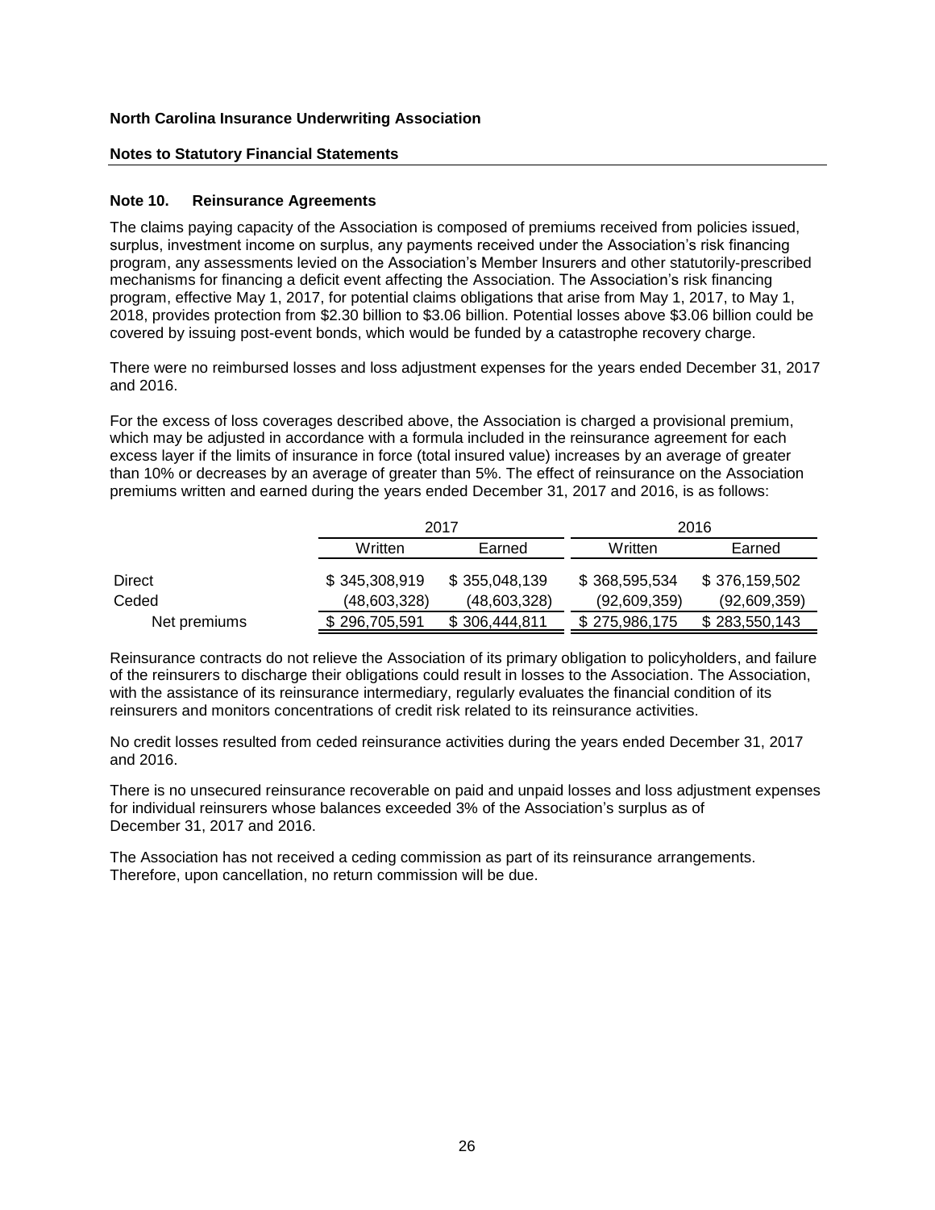**North Carolina Insurance Underwriting Association**

**Notes to Statutory Financial Statements**

## Note 10. Reinsurance Agreements

The claims paying capacity of the Association is composed of premiums received from policies issued, surplus, investment income on surplus, any payments received under the Association's risk financing program, any assessments levied on the Association's Member Insurers and other statutorily-prescribed mechanisms for financing a deficit event affecting the Association. The Association's risk financing program, effective May 1, 2017, for potential claims obligations that arise from May 1, 2017, to May 1, 2018, provides protection from $2.30 billion to $3.06 billion. Potential losses above $3.06 billion could be covered by issuing post-event bonds, which would be funded by a catastrophe recovery charge.

There were no reimbursed losses and loss adjustment expenses for the years ended December 31, 2017 and 2016.

For the excess of loss coverages described above, the Association is charged a provisional premium, which may be adjusted in accordance with a formula included in the reinsurance agreement for each excess layer if the limits of insurance in force (total insured value) increases by an average of greater than 10% or decreases by an average of greater than 5%. The effect of reinsurance on the Association premiums written and earned during the years ended December 31, 2017 and 2016, is as follows:

| | 2017 | | 2016 | |
|---|---|---|---|---|
| | Written | Earned | Written | Earned |
| Direct | $ 345,308,919 | $ 355,048,139 | $ 368,595,534 | $ 376,159,502 |
| Ceded | (48,603,328) | (48,603,328) | (92,609,359) | (92,609,359) |
| Net premiums | $ 296,705,591 | $ 306,444,811 | $ 275,986,175 | $ 283,550,143 |

Reinsurance contracts do not relieve the Association of its primary obligation to policyholders, and failure of the reinsurers to discharge their obligations could result in losses to the Association. The Association, with the assistance of its reinsurance intermediary, regularly evaluates the financial condition of its reinsurers and monitors concentrations of credit risk related to its reinsurance activities.

No credit losses resulted from ceded reinsurance activities during the years ended December 31, 2017 and 2016.

There is no unsecured reinsurance recoverable on paid and unpaid losses and loss adjustment expenses for individual reinsurers whose balances exceeded 3% of the Association's surplus as of December 31, 2017 and 2016.

The Association has not received a ceding commission as part of its reinsurance arrangements. Therefore, upon cancellation, no return commission will be due.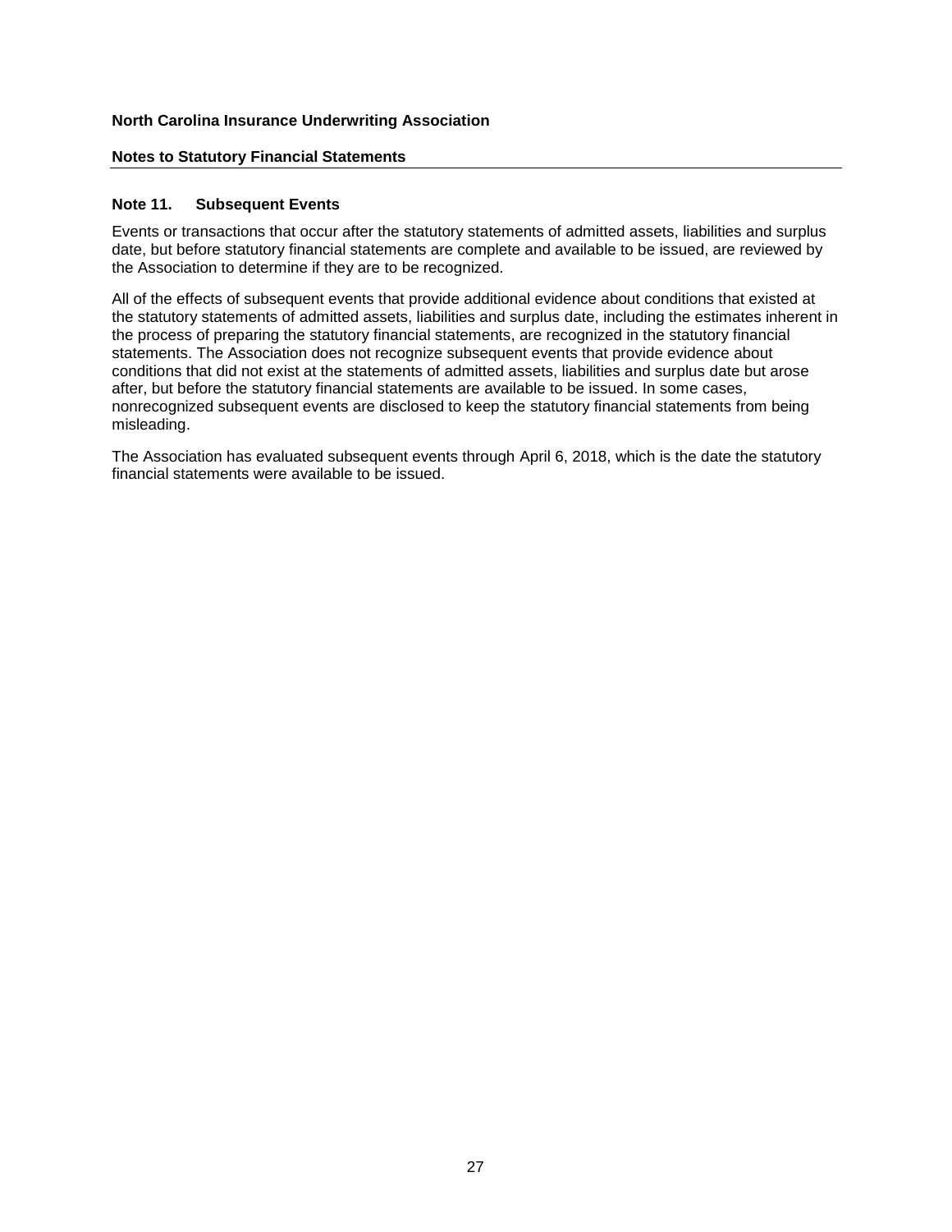**North Carolina Insurance Underwriting Association**

**Notes to Statutory Financial Statements**

## Note 11. Subsequent Events

Events or transactions that occur after the statutory statements of admitted assets, liabilities and surplus date, but before statutory financial statements are complete and available to be issued, are reviewed by the Association to determine if they are to be recognized.

All of the effects of subsequent events that provide additional evidence about conditions that existed at the statutory statements of admitted assets, liabilities and surplus date, including the estimates inherent in the process of preparing the statutory financial statements, are recognized in the statutory financial statements. The Association does not recognize subsequent events that provide evidence about conditions that did not exist at the statements of admitted assets, liabilities and surplus date but arose after, but before the statutory financial statements are available to be issued. In some cases, nonrecognized subsequent events are disclosed to keep the statutory financial statements from being misleading.

The Association has evaluated subsequent events through April 6, 2018, which is the date the statutory financial statements were available to be issued.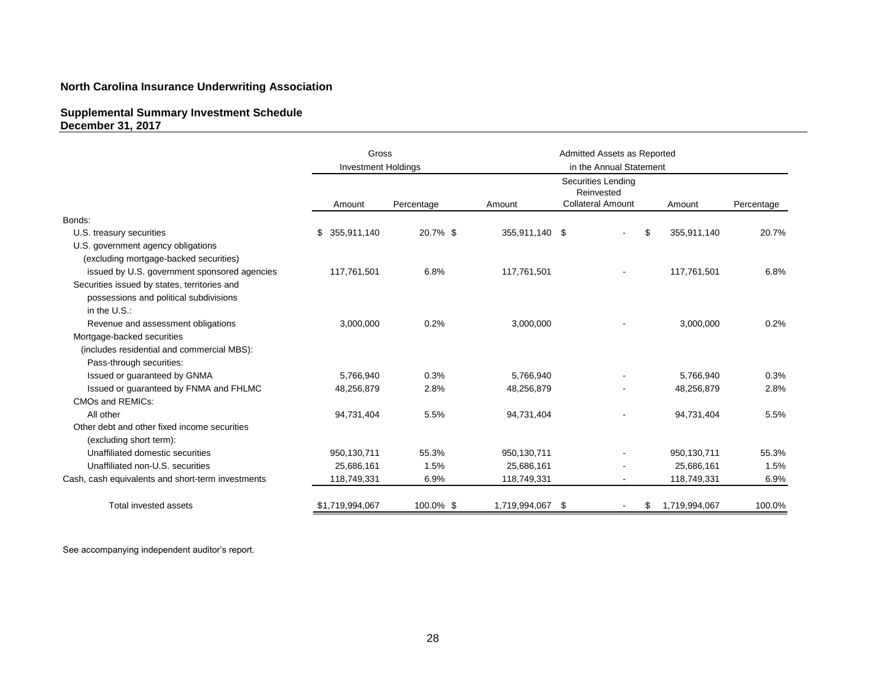**North Carolina Insurance Underwriting Association**

**Supplemental Summary Investment Schedule**
**December 31, 2017**

| | Gross Investment Holdings | | Admitted Assets as Reported in the Annual Statement | | | |
|---|---|---|---|---|---|---|
| | Amount | Percentage | Amount | Securities Lending Reinvested Collateral Amount | Amount | Percentage |
| Bonds: | | | | | | |
| U.S. treasury securities | $ 355,911,140 | 20.7% | $ 355,911,140 | $ - | $ 355,911,140 | 20.7% |
| U.S. government agency obligations (excluding mortgage-backed securities) issued by U.S. government sponsored agencies | 117,761,501 | 6.8% | 117,761,501 | - | 117,761,501 | 6.8% |
| Securities issued by states, territories and possessions and political subdivisions in the U.S.: | | | | | | |
| Revenue and assessment obligations | 3,000,000 | 0.2% | 3,000,000 | - | 3,000,000 | 0.2% |
| Mortgage-backed securities (includes residential and commercial MBS): | | | | | | |
| Pass-through securities: | | | | | | |
| Issued or guaranteed by GNMA | 5,766,940 | 0.3% | 5,766,940 | - | 5,766,940 | 0.3% |
| Issued or guaranteed by FNMA and FHLMC | 48,256,879 | 2.8% | 48,256,879 | - | 48,256,879 | 2.8% |
| CMOs and REMICs: | | | | | | |
| All other | 94,731,404 | 5.5% | 94,731,404 | - | 94,731,404 | 5.5% |
| Other debt and other fixed income securities (excluding short term): | | | | | | |
| Unaffiliated domestic securities | 950,130,711 | 55.3% | 950,130,711 | - | 950,130,711 | 55.3% |
| Unaffiliated non-U.S. securities | 25,686,161 | 1.5% | 25,686,161 | - | 25,686,161 | 1.5% |
| Cash, cash equivalents and short-term investments | 118,749,331 | 6.9% | 118,749,331 | - | 118,749,331 | 6.9% |
| Total invested assets | $1,719,994,067 | 100.0% | $ 1,719,994,067 | $ - | $ 1,719,994,067 | 100.0% |

See accompanying independent auditor's report.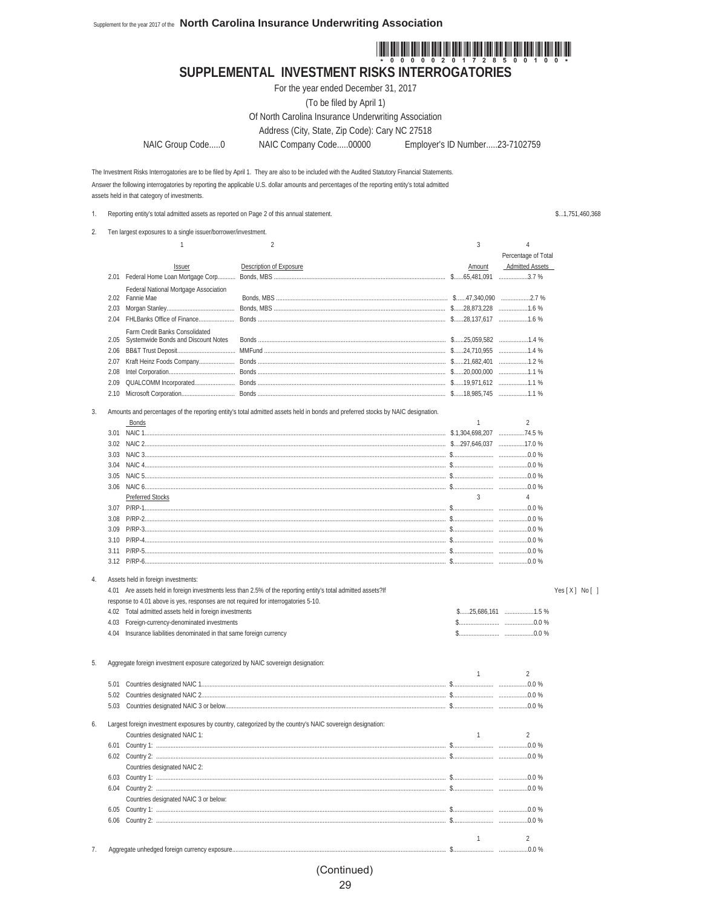Supplement for the year 2017 of the **North Carolina Insurance Underwriting Association**

# SUPPLEMENTAL INVESTMENT RISKS INTERROGATORIES

For the year ended December 31, 2017

(To be filed by April 1)

Of North Carolina Insurance Underwriting Association

Address (City, State, Zip Code): Cary NC 27518

NAIC Group Code.....0 NAIC Company Code.....00000 Employer's ID Number.....23-7102759

The Investment Risks Interrogatories are to be filed by April 1. They are also to be included with the Audited Statutory Financial Statements.
Answer the following interrogatories by reporting the applicable U.S. dollar amounts and percentages of the reporting entity's total admitted assets held in that category of investments.

1. Reporting entity's total admitted assets as reported on Page 2 of this annual statement. $...1,751,460,368

2. Ten largest exposures to a single issuer/borrower/investment.

| | 1<br>Issuer | 2<br>Description of Exposure | 3<br>Amount | 4<br>Percentage of Total Admitted Assets |
|---|---|---|---|---|
| 2.01 | Federal Home Loan Mortgage Corp. | Bonds, MBS | $......65,481,091 | 3.7 % |
| 2.02 | Federal National Mortgage Association Fannie Mae | Bonds, MBS | $......47,340,090 | 2.7 % |
| 2.03 | Morgan Stanley | Bonds, MBS | $......28,873,228 | 1.6 % |
| 2.04 | FHLBanks Office of Finance | Bonds | $......28,137,617 | 1.6 % |
| 2.05 | Farm Credit Banks Consolidated Systemwide Bonds and Discount Notes | Bonds | $......25,059,582 | 1.4 % |
| 2.06 | BB&T Trust Deposit | MMFund | $......24,710,955 | 1.4 % |
| 2.07 | Kraft Heinz Foods Company | Bonds | $......21,682,401 | 1.2 % |
| 2.08 | Intel Corporation | Bonds | $......20,000,000 | 1.1 % |
| 2.09 | QUALCOMM Incorporated | Bonds | $......19,971,612 | 1.1 % |
| 2.10 | Microsoft Corporation | Bonds | $......18,985,745 | 1.1 % |

3. Amounts and percentages of the reporting entity's total admitted assets held in bonds and preferred stocks by NAIC designation.

| | Bonds | 1 | 2 |
|---|---|---|---|
| 3.01 | NAIC 1 | $.1,304,698,207 | 74.5 % |
| 3.02 | NAIC 2 | $....297,646,037 | 17.0 % |
| 3.03 | NAIC 3 | $ | 0.0 % |
| 3.04 | NAIC 4 | $ | 0.0 % |
| 3.05 | NAIC 5 | $ | 0.0 % |
| 3.06 | NAIC 6 | $ | 0.0 % |
| | **Preferred Stocks** | **3** | **4** |
| 3.07 | P/RP-1 | $ | 0.0 % |
| 3.08 | P/RP-2 | $ | 0.0 % |
| 3.09 | P/RP-3 | $ | 0.0 % |
| 3.10 | P/RP-4 | $ | 0.0 % |
| 3.11 | P/RP-5 | $ | 0.0 % |
| 3.12 | P/RP-6 | $ | 0.0 % |

4. Assets held in foreign investments:

4.01 Are assets held in foreign investments less than 2.5% of the reporting entity's total admitted assets? Yes [ X ] No [ ]
If response to 4.01 above is yes, responses are not required for interrogatories 5-10.

| | | | |
|---|---|---|---|
| 4.02 | Total admitted assets held in foreign investments | $......25,686,161 | 1.5 % |
| 4.03 | Foreign-currency-denominated investments | $ | 0.0 % |
| 4.04 | Insurance liabilities denominated in that same foreign currency | $ | 0.0 % |

5. Aggregate foreign investment exposure categorized by NAIC sovereign designation:

| | | 1 | 2 |
|---|---|---|---|
| 5.01 | Countries designated NAIC 1 | $ | 0.0 % |
| 5.02 | Countries designated NAIC 2 | $ | 0.0 % |
| 5.03 | Countries designated NAIC 3 or below | $ | 0.0 % |

6. Largest foreign investment exposures by country, categorized by the country's NAIC sovereign designation:

| | | 1 | 2 |
|---|---|---|---|
| | Countries designated NAIC 1: | | |
| 6.01 | Country 1: | $ | 0.0 % |
| 6.02 | Country 2: | $ | 0.0 % |
| | Countries designated NAIC 2: | | |
| 6.03 | Country 1: | $ | 0.0 % |
| 6.04 | Country 2: | $ | 0.0 % |
| | Countries designated NAIC 3 or below: | | |
| 6.05 | Country 1: | $ | 0.0 % |
| 6.06 | Country 2: | $ | 0.0 % |

| | | 1 | 2 |
|---|---|---|---|
| 7. | Aggregate unhedged foreign currency exposure | $ | 0.0 % |

(Continued)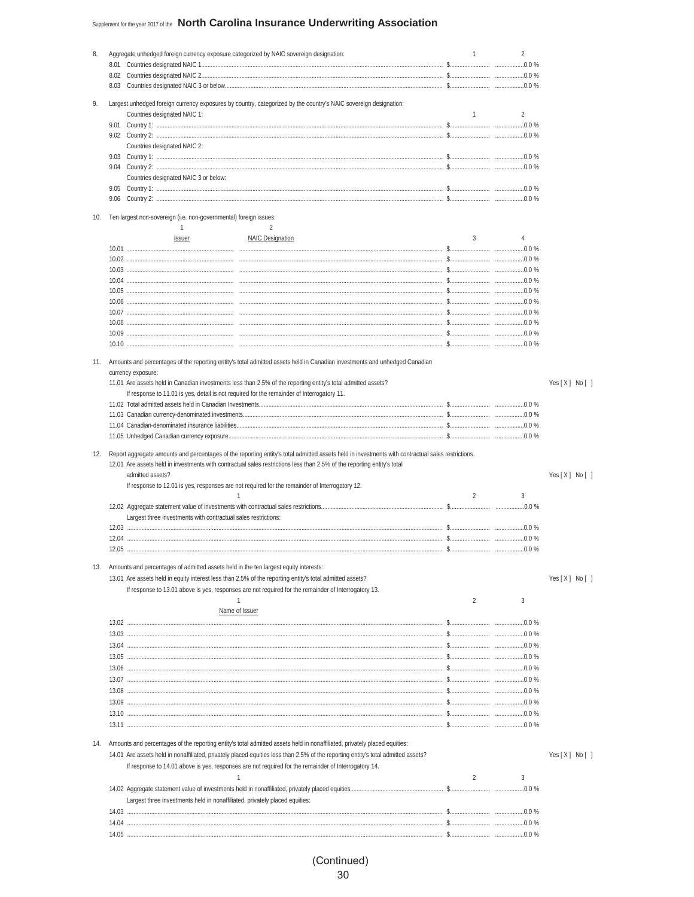Supplement for the year 2017 of the **North Carolina Insurance Underwriting Association**

8. Aggregate unhedged foreign currency exposure categorized by NAIC sovereign designation:

| | | 1 | 2 |
|---|---|---|---|
| 8.01 | Countries designated NAIC 1 | $ | 0.0 % |
| 8.02 | Countries designated NAIC 2 | $ | 0.0 % |
| 8.03 | Countries designated NAIC 3 or below | $ | 0.0 % |

9. Largest unhedged foreign currency exposures by country, categorized by the country's NAIC sovereign designation:

| | | 1 | 2 |
|---|---|---|---|
| | Countries designated NAIC 1: | | |
| 9.01 | Country 1: | $ | 0.0 % |
| 9.02 | Country 2: | $ | 0.0 % |
| | Countries designated NAIC 2: | | |
| 9.03 | Country 1: | $ | 0.0 % |
| 9.04 | Country 2: | $ | 0.0 % |
| | Countries designated NAIC 3 or below: | | |
| 9.05 | Country 1: | $ | 0.0 % |
| 9.06 | Country 2: | $ | 0.0 % |

10. Ten largest non-sovereign (i.e. non-governmental) foreign issues:

| | 1<br>Issuer | 2<br>NAIC Designation | 3 | 4 |
|---|---|---|---|---|
| 10.01 | | | $ | 0.0 % |
| 10.02 | | | $ | 0.0 % |
| 10.03 | | | $ | 0.0 % |
| 10.04 | | | $ | 0.0 % |
| 10.05 | | | $ | 0.0 % |
| 10.06 | | | $ | 0.0 % |
| 10.07 | | | $ | 0.0 % |
| 10.08 | | | $ | 0.0 % |
| 10.09 | | | $ | 0.0 % |
| 10.10 | | | $ | 0.0 % |

11. Amounts and percentages of the reporting entity's total admitted assets held in Canadian investments and unhedged Canadian currency exposure:

11.01 Are assets held in Canadian investments less than 2.5% of the reporting entity's total admitted assets? Yes [ X ] No [ ]

If response to 11.01 is yes, detail is not required for the remainder of Interrogatory 11.

| | | | |
|---|---|---|---|
| 11.02 | Total admitted assets held in Canadian Investments | $ | 0.0 % |
| 11.03 | Canadian currency-denominated investments | $ | 0.0 % |
| 11.04 | Canadian-denominated insurance liabilities | $ | 0.0 % |
| 11.05 | Unhedged Canadian currency exposure | $ | 0.0 % |

12. Report aggregate amounts and percentages of the reporting entity's total admitted assets held in investments with contractual sales restrictions.

12.01 Are assets held in investments with contractual sales restrictions less than 2.5% of the reporting entity's total admitted assets? Yes [ X ] No [ ]

If response to 12.01 is yes, responses are not required for the remainder of Interrogatory 12.

| | 1 | 2 | 3 |
|---|---|---|---|
| 12.02 | Aggregate statement value of investments with contractual sales restrictions | $ | 0.0 % |
| | Largest three investments with contractual sales restrictions: | | |
| 12.03 | | $ | 0.0 % |
| 12.04 | | $ | 0.0 % |
| 12.05 | | $ | 0.0 % |

13. Amounts and percentages of admitted assets held in the ten largest equity interests:

13.01 Are assets held in equity interest less than 2.5% of the reporting entity's total admitted assets? Yes [ X ] No [ ]

If response to 13.01 above is yes, responses are not required for the remainder of Interrogatory 13.

| | 1<br>Name of Issuer | 2 | 3 |
|---|---|---|---|
| 13.02 | | $ | 0.0 % |
| 13.03 | | $ | 0.0 % |
| 13.04 | | $ | 0.0 % |
| 13.05 | | $ | 0.0 % |
| 13.06 | | $ | 0.0 % |
| 13.07 | | $ | 0.0 % |
| 13.08 | | $ | 0.0 % |
| 13.09 | | $ | 0.0 % |
| 13.10 | | $ | 0.0 % |
| 13.11 | | $ | 0.0 % |

14. Amounts and percentages of the reporting entity's total admitted assets held in nonaffiliated, privately placed equities:

14.01 Are assets held in nonaffiliated, privately placed equities less than 2.5% of the reporting entity's total admitted assets? Yes [ X ] No [ ]

If response to 14.01 above is yes, responses are not required for the remainder of Interrogatory 14.

| | 1 | 2 | 3 |
|---|---|---|---|
| 14.02 | Aggregate statement value of investments held in nonaffiliated, privately placed equities | $ | 0.0 % |
| | Largest three investments held in nonaffiliated, privately placed equities: | | |
| 14.03 | | $ | 0.0 % |
| 14.04 | | $ | 0.0 % |
| 14.05 | | $ | 0.0 % |

(Continued)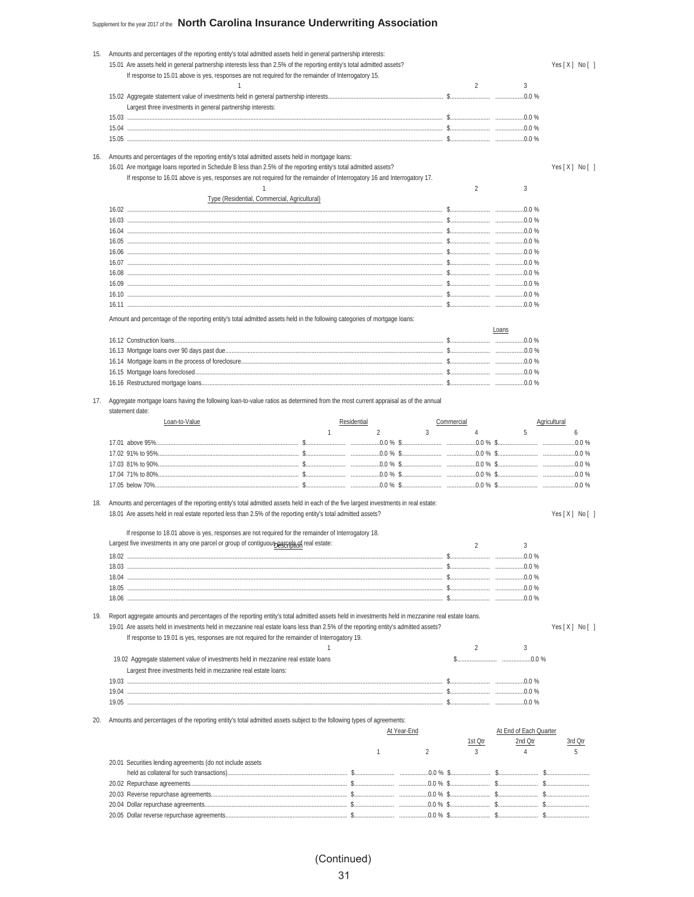15. Amounts and percentages of the reporting entity's total admitted assets held in general partnership interests:

15.01 Are assets held in general partnership interests less than 2.5% of the reporting entity's total admitted assets? Yes [ X ] No [ ]

If response to 15.01 above is yes, responses are not required for the remainder of Interrogatory 15.

| | 1 | 2 | 3 |
|---|---|---|---|
| 15.02 | Aggregate statement value of investments held in general partnership interests | $ | 0.0 % |
| | Largest three investments in general partnership interests: | | |
| 15.03 | | $ | 0.0 % |
| 15.04 | | $ | 0.0 % |
| 15.05 | | $ | 0.0 % |

16. Amounts and percentages of the reporting entity's total admitted assets held in mortgage loans:

16.01 Are mortgage loans reported in Schedule B less than 2.5% of the reporting entity's total admitted assets? Yes [ X ] No [ ]

If response to 16.01 above is yes, responses are not required for the remainder of Interrogatory 16 and Interrogatory 17.

| | 1<br>Type (Residential, Commercial, Agricultural) | 2 | 3 |
|---|---|---|---|
| 16.02 | | $ | 0.0 % |
| 16.03 | | $ | 0.0 % |
| 16.04 | | $ | 0.0 % |
| 16.05 | | $ | 0.0 % |
| 16.06 | | $ | 0.0 % |
| 16.07 | | $ | 0.0 % |
| 16.08 | | $ | 0.0 % |
| 16.09 | | $ | 0.0 % |
| 16.10 | | $ | 0.0 % |
| 16.11 | | $ | 0.0 % |

Amount and percentage of the reporting entity's total admitted assets held in the following categories of mortgage loans:

| | | Loans | |
|---|---|---|---|
| 16.12 | Construction loans | $ | 0.0 % |
| 16.13 | Mortgage loans over 90 days past due | $ | 0.0 % |
| 16.14 | Mortgage loans in the process of foreclosure | $ | 0.0 % |
| 16.15 | Mortgage loans foreclosed | $ | 0.0 % |
| 16.16 | Restructured mortgage loans | $ | 0.0 % |

17. Aggregate mortgage loans having the following loan-to-value ratios as determined from the most current appraisal as of the annual statement date:

| Loan-to-Value | Residential | | Commercial | | Agricultural | |
|---|---|---|---|---|---|---|
| | 1 | 2 | 3 | 4 | 5 | 6 |
| 17.01 above 95% | $ | 0.0 % | $ | 0.0 % | $ | 0.0 % |
| 17.02 91% to 95% | $ | 0.0 % | $ | 0.0 % | $ | 0.0 % |
| 17.03 81% to 90% | $ | 0.0 % | $ | 0.0 % | $ | 0.0 % |
| 17.04 71% to 80% | $ | 0.0 % | $ | 0.0 % | $ | 0.0 % |
| 17.05 below 70% | $ | 0.0 % | $ | 0.0 % | $ | 0.0 % |

18. Amounts and percentages of the reporting entity's total admitted assets held in each of the five largest investments in real estate:

18.01 Are assets held in real estate reported less than 2.5% of the reporting entity's total admitted assets? Yes [ X ] No [ ]

If response to 18.01 above is yes, responses are not required for the remainder of Interrogatory 18.

Largest five investments in any one parcel or group of contiguous parcels of real estate:

| | Description | 2 | 3 |
|---|---|---|---|
| 18.02 | | $ | 0.0 % |
| 18.03 | | $ | 0.0 % |
| 18.04 | | $ | 0.0 % |
| 18.05 | | $ | 0.0 % |
| 18.06 | | $ | 0.0 % |

19. Report aggregate amounts and percentages of the reporting entity's total admitted assets held in investments held in mezzanine real estate loans.

19.01 Are assets held in investments held in mezzanine real estate loans less than 2.5% of the reporting entity's admitted assets? Yes [ X ] No [ ]

If response to 19.01 is yes, responses are not required for the remainder of Interrogatory 19.

| | 1 | 2 | 3 |
|---|---|---|---|
| 19.02 | Aggregate statement value of investments held in mezzanine real estate loans | $ | 0.0 % |
| | Largest three investments held in mezzanine real estate loans: | | |
| 19.03 | | $ | 0.0 % |
| 19.04 | | $ | 0.0 % |
| 19.05 | | $ | 0.0 % |

20. Amounts and percentages of the reporting entity's total admitted assets subject to the following types of agreements:

| | At Year-End | | At End of Each Quarter | | |
|---|---|---|---|---|---|
| | | | 1st Qtr | 2nd Qtr | 3rd Qtr |
| | 1 | 2 | 3 | 4 | 5 |
| 20.01 Securities lending agreements (do not include assets held as collateral for such transactions) | $ | 0.0 % | $ | $ | $ |
| 20.02 Repurchase agreements | $ | 0.0 % | $ | $ | $ |
| 20.03 Reverse repurchase agreements | $ | 0.0 % | $ | $ | $ |
| 20.04 Dollar repurchase agreements | $ | 0.0 % | $ | $ | $ |
| 20.05 Dollar reverse repurchase agreements | $ | 0.0 % | $ | $ | $ |

(Continued)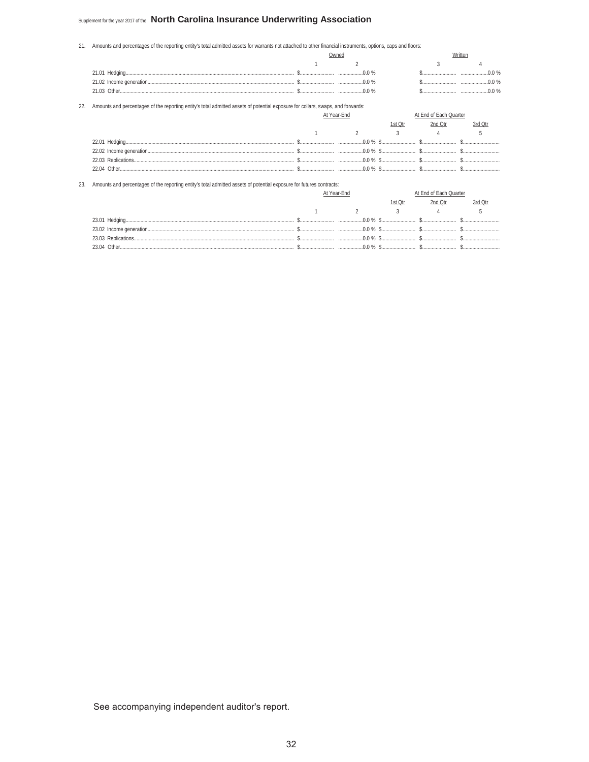Supplement for the year 2017 of the **North Carolina Insurance Underwriting Association**

21. Amounts and percentages of the reporting entity's total admitted assets for warrants not attached to other financial instruments, options, caps and floors:

| | Owned | | Written | |
|---|---|---|---|---|
| | 1 | 2 | 3 | 4 |
| 21.01 Hedging | $ | 0.0 % | $ | 0.0 % |
| 21.02 Income generation | $ | 0.0 % | $ | 0.0 % |
| 21.03 Other | $ | 0.0 % | $ | 0.0 % |

22. Amounts and percentages of the reporting entity's total admitted assets of potential exposure for collars, swaps, and forwards:

| | At Year-End | | At End of Each Quarter | | |
|---|---|---|---|---|---|
| | | | 1st Qtr | 2nd Qtr | 3rd Qtr |
| | 1 | 2 | 3 | 4 | 5 |
| 22.01 Hedging | $ | 0.0 % | $ | $ | $ |
| 22.02 Income generation | $ | 0.0 % | $ | $ | $ |
| 22.03 Replications | $ | 0.0 % | $ | $ | $ |
| 22.04 Other | $ | 0.0 % | $ | $ | $ |

23. Amounts and percentages of the reporting entity's total admitted assets of potential exposure for futures contracts:

| | At Year-End | | At End of Each Quarter | | |
|---|---|---|---|---|---|
| | | | 1st Qtr | 2nd Qtr | 3rd Qtr |
| | 1 | 2 | 3 | 4 | 5 |
| 23.01 Hedging | $ | 0.0 % | $ | $ | $ |
| 23.02 Income generation | $ | 0.0 % | $ | $ | $ |
| 23.03 Replications | $ | 0.0 % | $ | $ | $ |
| 23.04 Other | $ | 0.0 % | $ | $ | $ |

See accompanying independent auditor's report.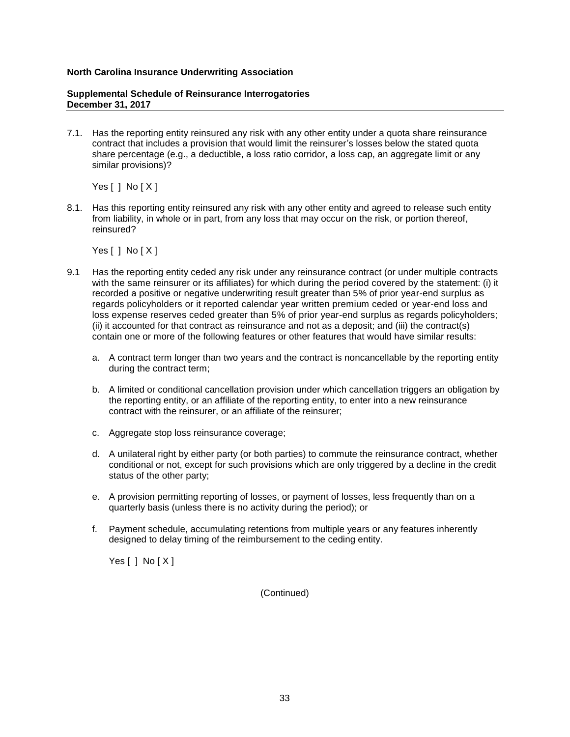**North Carolina Insurance Underwriting Association**

**Supplemental Schedule of Reinsurance Interrogatories**
**December 31, 2017**

7.1. Has the reporting entity reinsured any risk with any other entity under a quota share reinsurance contract that includes a provision that would limit the reinsurer's losses below the stated quota share percentage (e.g., a deductible, a loss ratio corridor, a loss cap, an aggregate limit or any similar provisions)?

Yes [ ] No [ X ]

8.1. Has this reporting entity reinsured any risk with any other entity and agreed to release such entity from liability, in whole or in part, from any loss that may occur on the risk, or portion thereof, reinsured?

Yes [ ] No [ X ]

9.1 Has the reporting entity ceded any risk under any reinsurance contract (or under multiple contracts with the same reinsurer or its affiliates) for which during the period covered by the statement: (i) it recorded a positive or negative underwriting result greater than 5% of prior year-end surplus as regards policyholders or it reported calendar year written premium ceded or year-end loss and loss expense reserves ceded greater than 5% of prior year-end surplus as regards policyholders; (ii) it accounted for that contract as reinsurance and not as a deposit; and (iii) the contract(s) contain one or more of the following features or other features that would have similar results:

a. A contract term longer than two years and the contract is noncancellable by the reporting entity during the contract term;

b. A limited or conditional cancellation provision under which cancellation triggers an obligation by the reporting entity, or an affiliate of the reporting entity, to enter into a new reinsurance contract with the reinsurer, or an affiliate of the reinsurer;

c. Aggregate stop loss reinsurance coverage;

d. A unilateral right by either party (or both parties) to commute the reinsurance contract, whether conditional or not, except for such provisions which are only triggered by a decline in the credit status of the other party;

e. A provision permitting reporting of losses, or payment of losses, less frequently than on a quarterly basis (unless there is no activity during the period); or

f. Payment schedule, accumulating retentions from multiple years or any features inherently designed to delay timing of the reimbursement to the ceding entity.

Yes [ ] No [ X ]

(Continued)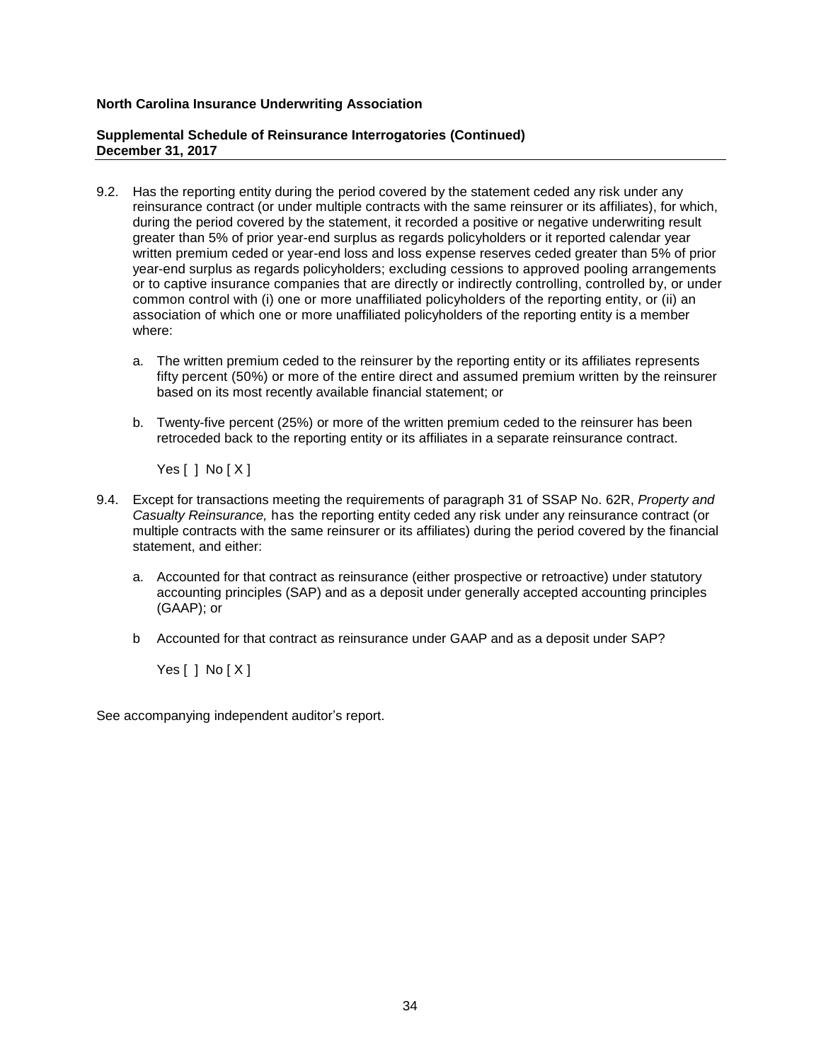**North Carolina Insurance Underwriting Association**

**Supplemental Schedule of Reinsurance Interrogatories (Continued)**
**December 31, 2017**

9.2. Has the reporting entity during the period covered by the statement ceded any risk under any reinsurance contract (or under multiple contracts with the same reinsurer or its affiliates), for which, during the period covered by the statement, it recorded a positive or negative underwriting result greater than 5% of prior year-end surplus as regards policyholders or it reported calendar year written premium ceded or year-end loss and loss expense reserves ceded greater than 5% of prior year-end surplus as regards policyholders; excluding cessions to approved pooling arrangements or to captive insurance companies that are directly or indirectly controlling, controlled by, or under common control with (i) one or more unaffiliated policyholders of the reporting entity, or (ii) an association of which one or more unaffiliated policyholders of the reporting entity is a member where:

a. The written premium ceded to the reinsurer by the reporting entity or its affiliates represents fifty percent (50%) or more of the entire direct and assumed premium written by the reinsurer based on its most recently available financial statement; or

b. Twenty-five percent (25%) or more of the written premium ceded to the reinsurer has been retroceded back to the reporting entity or its affiliates in a separate reinsurance contract.

Yes [ ] No [ X ]

9.4. Except for transactions meeting the requirements of paragraph 31 of SSAP No. 62R, *Property and Casualty Reinsurance,* has the reporting entity ceded any risk under any reinsurance contract (or multiple contracts with the same reinsurer or its affiliates) during the period covered by the financial statement, and either:

a. Accounted for that contract as reinsurance (either prospective or retroactive) under statutory accounting principles (SAP) and as a deposit under generally accepted accounting principles (GAAP); or

b Accounted for that contract as reinsurance under GAAP and as a deposit under SAP?

Yes [ ] No [ X ]

See accompanying independent auditor's report.